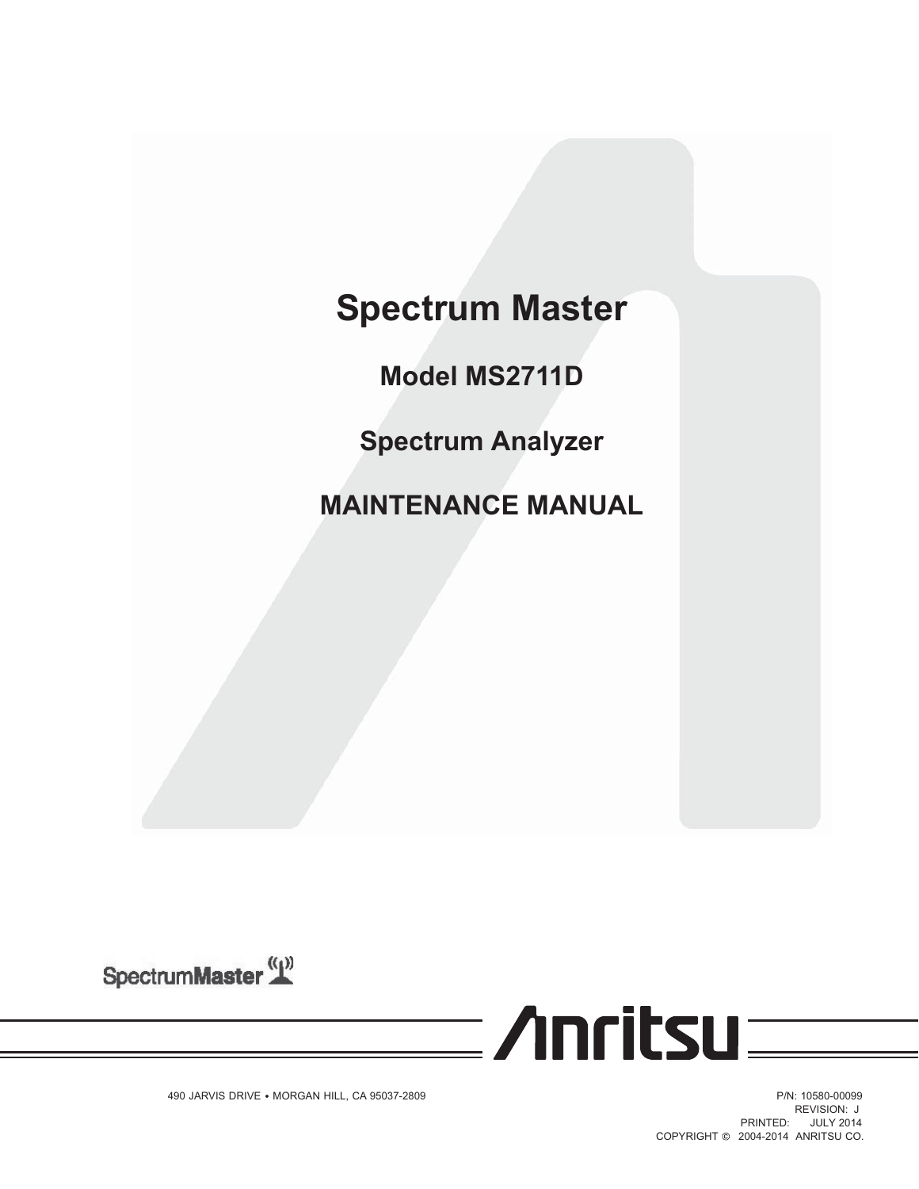# Spectrum Master

## Model MS2711D

## Spectrum Analyzer

## MAINTENANCE MANUAL

SpectrumMaster

Anritsu

490 JARVIS DRIVE • MORGAN HILL, CA 95037-2809

P/N: 10580-00099
REVISION: J
PRINTED: JULY 2014
COPYRIGHT © 2004-2014 ANRITSU CO.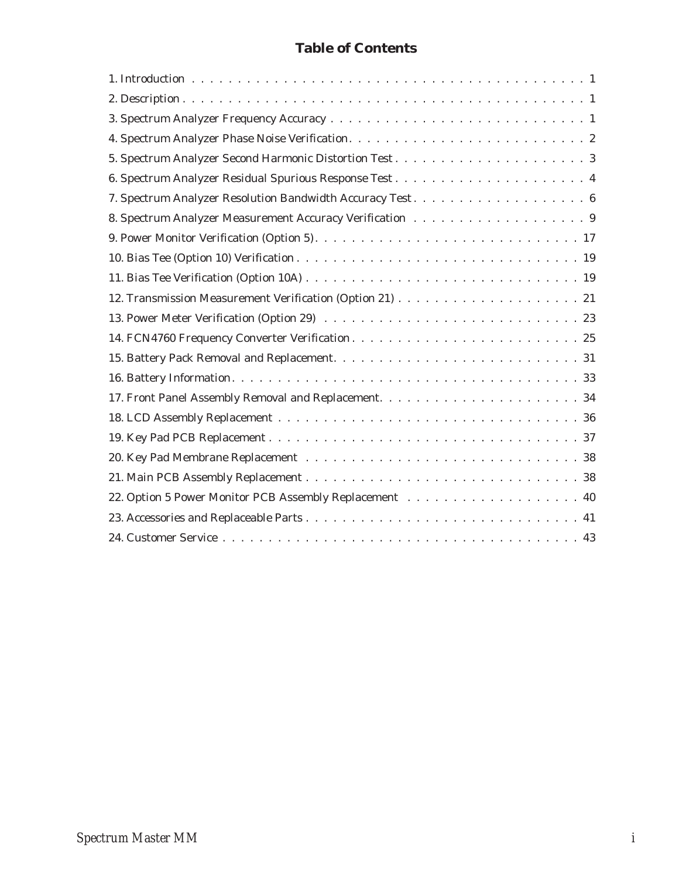# Table of Contents

| | |
|---|---|
| 1. Introduction | 1 |
| 2. Description | 1 |
| 3. Spectrum Analyzer Frequency Accuracy | 1 |
| 4. Spectrum Analyzer Phase Noise Verification | 2 |
| 5. Spectrum Analyzer Second Harmonic Distortion Test | 3 |
| 6. Spectrum Analyzer Residual Spurious Response Test | 4 |
| 7. Spectrum Analyzer Resolution Bandwidth Accuracy Test | 6 |
| 8. Spectrum Analyzer Measurement Accuracy Verification | 9 |
| 9. Power Monitor Verification (Option 5) | 17 |
| 10. Bias Tee (Option 10) Verification | 19 |
| 11. Bias Tee Verification (Option 10A) | 19 |
| 12. Transmission Measurement Verification (Option 21) | 21 |
| 13. Power Meter Verification (Option 29) | 23 |
| 14. FCN4760 Frequency Converter Verification | 25 |
| 15. Battery Pack Removal and Replacement | 31 |
| 16. Battery Information | 33 |
| 17. Front Panel Assembly Removal and Replacement | 34 |
| 18. LCD Assembly Replacement | 36 |
| 19. Key Pad PCB Replacement | 37 |
| 20. Key Pad Membrane Replacement | 38 |
| 21. Main PCB Assembly Replacement | 38 |
| 22. Option 5 Power Monitor PCB Assembly Replacement | 40 |
| 23. Accessories and Replaceable Parts | 41 |
| 24. Customer Service | 43 |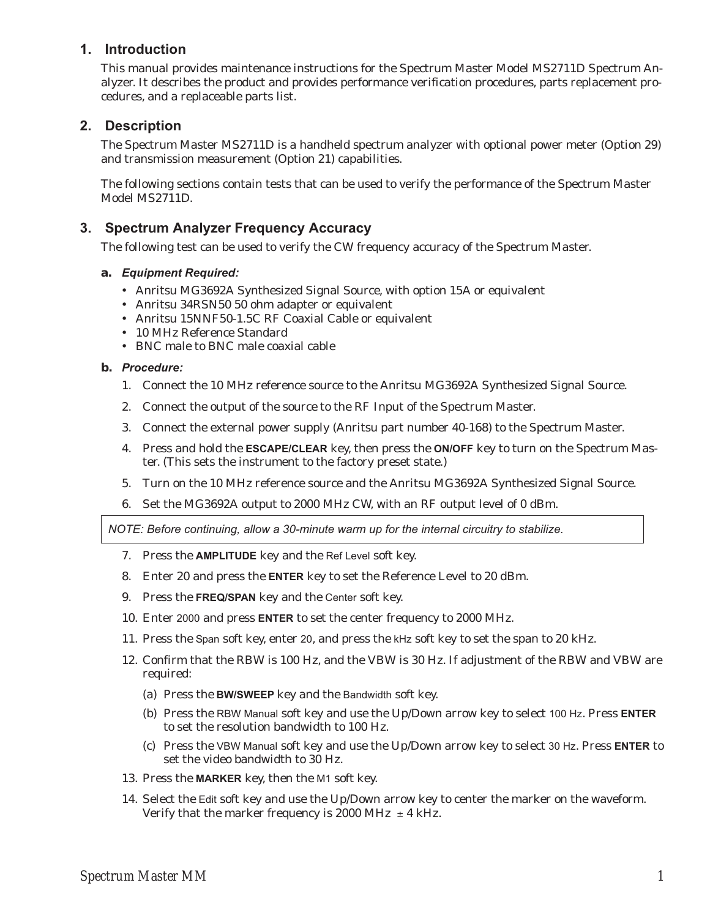## 1. Introduction

This manual provides maintenance instructions for the Spectrum Master Model MS2711D Spectrum Analyzer. It describes the product and provides performance verification procedures, parts replacement procedures, and a replaceable parts list.

## 2. Description

The Spectrum Master MS2711D is a handheld spectrum analyzer with optional power meter (Option 29) and transmission measurement (Option 21) capabilities.

The following sections contain tests that can be used to verify the performance of the Spectrum Master Model MS2711D.

## 3. Spectrum Analyzer Frequency Accuracy

The following test can be used to verify the CW frequency accuracy of the Spectrum Master.

### a. *Equipment Required:*

- Anritsu MG3692A Synthesized Signal Source, with option 15A or equivalent
- Anritsu 34RSN50 50 ohm adapter or equivalent
- Anritsu 15NNF50-1.5C RF Coaxial Cable or equivalent
- 10 MHz Reference Standard
- BNC male to BNC male coaxial cable

### b. *Procedure:*

1. Connect the 10 MHz reference source to the Anritsu MG3692A Synthesized Signal Source.
2. Connect the output of the source to the RF Input of the Spectrum Master.
3. Connect the external power supply (Anritsu part number 40-168) to the Spectrum Master.
4. Press and hold the **ESCAPE/CLEAR** key, then press the **ON/OFF** key to turn on the Spectrum Master. (This sets the instrument to the factory preset state.)
5. Turn on the 10 MHz reference source and the Anritsu MG3692A Synthesized Signal Source.
6. Set the MG3692A output to 2000 MHz CW, with an RF output level of 0 dBm.

*NOTE: Before continuing, allow a 30-minute warm up for the internal circuitry to stabilize.*

7. Press the **AMPLITUDE** key and the Ref Level soft key.
8. Enter 20 and press the **ENTER** key to set the Reference Level to 20 dBm.
9. Press the **FREQ/SPAN** key and the Center soft key.
10. Enter 2000 and press **ENTER** to set the center frequency to 2000 MHz.
11. Press the Span soft key, enter 20, and press the kHz soft key to set the span to 20 kHz.
12. Confirm that the RBW is 100 Hz, and the VBW is 30 Hz. If adjustment of the RBW and VBW are required:
    (a) Press the **BW/SWEEP** key and the Bandwidth soft key.
    (b) Press the RBW Manual soft key and use the Up/Down arrow key to select 100 Hz. Press **ENTER** to set the resolution bandwidth to 100 Hz.
    (c) Press the VBW Manual soft key and use the Up/Down arrow key to select 30 Hz. Press **ENTER** to set the video bandwidth to 30 Hz.
13. Press the **MARKER** key, then the M1 soft key.
14. Select the Edit soft key and use the Up/Down arrow key to center the marker on the waveform. Verify that the marker frequency is 2000 MHz ± 4 kHz.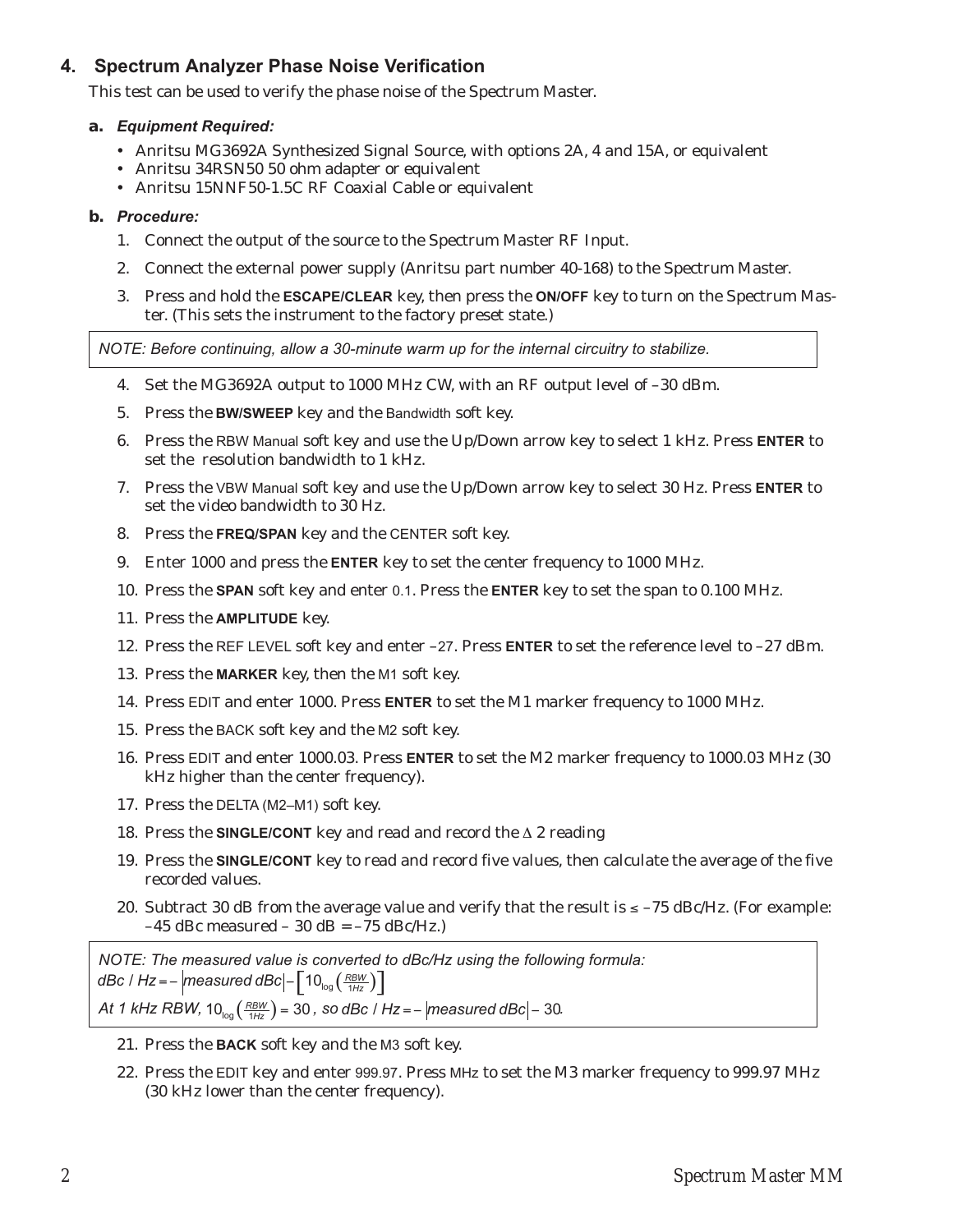## 4. Spectrum Analyzer Phase Noise Verification

This test can be used to verify the phase noise of the Spectrum Master.

### a. *Equipment Required:*

- Anritsu MG3692A Synthesized Signal Source, with options 2A, 4 and 15A, or equivalent
- Anritsu 34RSN50 50 ohm adapter or equivalent
- Anritsu 15NNF50-1.5C RF Coaxial Cable or equivalent

### b. *Procedure:*

1. Connect the output of the source to the Spectrum Master RF Input.
2. Connect the external power supply (Anritsu part number 40-168) to the Spectrum Master.
3. Press and hold the **ESCAPE/CLEAR** key, then press the **ON/OFF** key to turn on the Spectrum Master. (This sets the instrument to the factory preset state.)

*NOTE: Before continuing, allow a 30-minute warm up for the internal circuitry to stabilize.*

4. Set the MG3692A output to 1000 MHz CW, with an RF output level of –30 dBm.
5. Press the **BW/SWEEP** key and the Bandwidth soft key.
6. Press the RBW Manual soft key and use the Up/Down arrow key to select 1 kHz. Press **ENTER** to set the resolution bandwidth to 1 kHz.
7. Press the VBW Manual soft key and use the Up/Down arrow key to select 30 Hz. Press **ENTER** to set the video bandwidth to 30 Hz.
8. Press the **FREQ/SPAN** key and the CENTER soft key.
9. Enter 1000 and press the **ENTER** key to set the center frequency to 1000 MHz.
10. Press the **SPAN** soft key and enter 0.1. Press the **ENTER** key to set the span to 0.100 MHz.
11. Press the **AMPLITUDE** key.
12. Press the REF LEVEL soft key and enter –27. Press **ENTER** to set the reference level to –27 dBm.
13. Press the **MARKER** key, then the M1 soft key.
14. Press EDIT and enter 1000. Press **ENTER** to set the M1 marker frequency to 1000 MHz.
15. Press the BACK soft key and the M2 soft key.
16. Press EDIT and enter 1000.03. Press **ENTER** to set the M2 marker frequency to 1000.03 MHz (30 kHz higher than the center frequency).
17. Press the DELTA (M2–M1) soft key.
18. Press the **SINGLE/CONT** key and read and record the Δ 2 reading
19. Press the **SINGLE/CONT** key to read and record five values, then calculate the average of the five recorded values.
20. Subtract 30 dB from the average value and verify that the result is ≤ –75 dBc/Hz. (For example: –45 dBc measured – 30 dB = –75 dBc/Hz.)

*NOTE: The measured value is converted to dBc/Hz using the following formula:*
$dBc/Hz = -\left|measured\ dBc\right| - \left[10_{\log}\left(\frac{RBW}{1Hz}\right)\right]$
*At 1 kHz RBW,* $10_{\log}\left(\frac{RBW}{1Hz}\right) = 30$ *, so* $dBc/Hz = -\left|measured\ dBc\right| - 30$.

21. Press the **BACK** soft key and the M3 soft key.
22. Press the EDIT key and enter 999.97. Press MHz to set the M3 marker frequency to 999.97 MHz (30 kHz lower than the center frequency).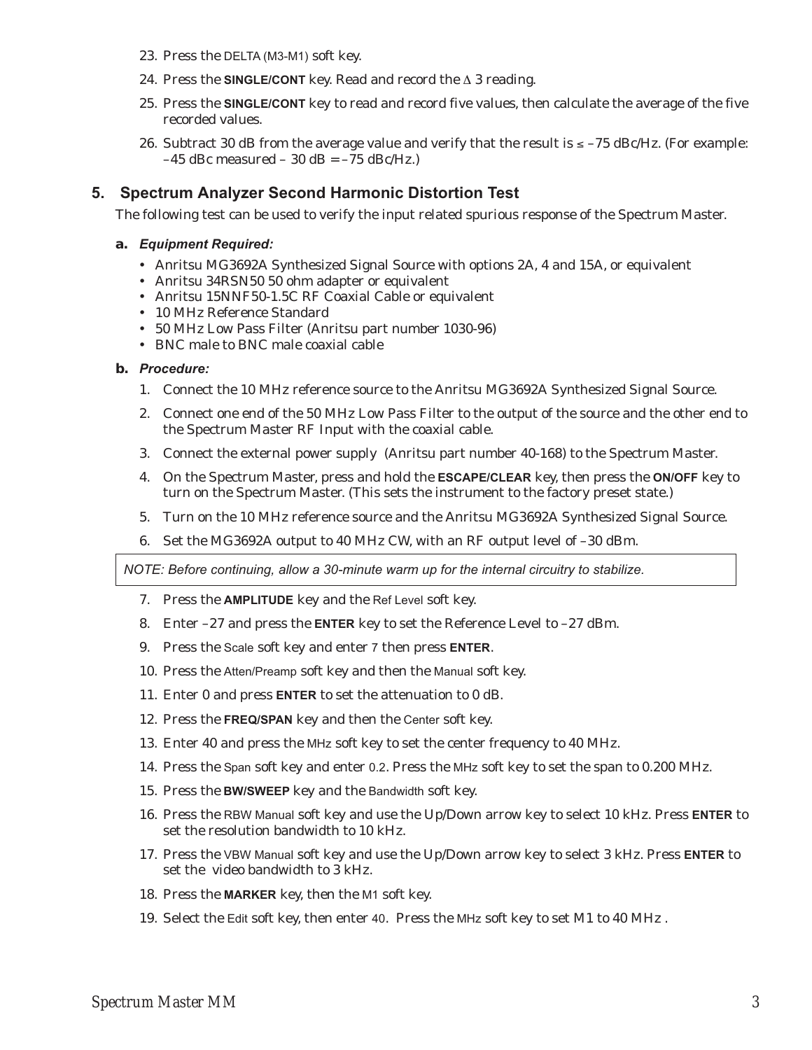23. Press the DELTA (M3-M1) soft key.
24. Press the **SINGLE/CONT** key. Read and record the Δ 3 reading.
25. Press the **SINGLE/CONT** key to read and record five values, then calculate the average of the five recorded values.
26. Subtract 30 dB from the average value and verify that the result is ≤ –75 dBc/Hz. (For example: –45 dBc measured – 30 dB = –75 dBc/Hz.)

## 5. Spectrum Analyzer Second Harmonic Distortion Test

The following test can be used to verify the input related spurious response of the Spectrum Master.

### a. *Equipment Required:*

- Anritsu MG3692A Synthesized Signal Source with options 2A, 4 and 15A, or equivalent
- Anritsu 34RSN50 50 ohm adapter or equivalent
- Anritsu 15NNF50-1.5C RF Coaxial Cable or equivalent
- 10 MHz Reference Standard
- 50 MHz Low Pass Filter (Anritsu part number 1030-96)
- BNC male to BNC male coaxial cable

### b. *Procedure:*

1. Connect the 10 MHz reference source to the Anritsu MG3692A Synthesized Signal Source.
2. Connect one end of the 50 MHz Low Pass Filter to the output of the source and the other end to the Spectrum Master RF Input with the coaxial cable.
3. Connect the external power supply (Anritsu part number 40-168) to the Spectrum Master.
4. On the Spectrum Master, press and hold the **ESCAPE/CLEAR** key, then press the **ON/OFF** key to turn on the Spectrum Master. (This sets the instrument to the factory preset state.)
5. Turn on the 10 MHz reference source and the Anritsu MG3692A Synthesized Signal Source.
6. Set the MG3692A output to 40 MHz CW, with an RF output level of –30 dBm.

*NOTE: Before continuing, allow a 30-minute warm up for the internal circuitry to stabilize.*

7. Press the **AMPLITUDE** key and the Ref Level soft key.
8. Enter –27 and press the **ENTER** key to set the Reference Level to –27 dBm.
9. Press the Scale soft key and enter 7 then press **ENTER**.
10. Press the Atten/Preamp soft key and then the Manual soft key.
11. Enter 0 and press **ENTER** to set the attenuation to 0 dB.
12. Press the **FREQ/SPAN** key and then the Center soft key.
13. Enter 40 and press the MHz soft key to set the center frequency to 40 MHz.
14. Press the Span soft key and enter 0.2. Press the MHz soft key to set the span to 0.200 MHz.
15. Press the **BW/SWEEP** key and the Bandwidth soft key.
16. Press the RBW Manual soft key and use the Up/Down arrow key to select 10 kHz. Press **ENTER** to set the resolution bandwidth to 10 kHz.
17. Press the VBW Manual soft key and use the Up/Down arrow key to select 3 kHz. Press **ENTER** to set the video bandwidth to 3 kHz.
18. Press the **MARKER** key, then the M1 soft key.
19. Select the Edit soft key, then enter 40. Press the MHz soft key to set M1 to 40 MHz .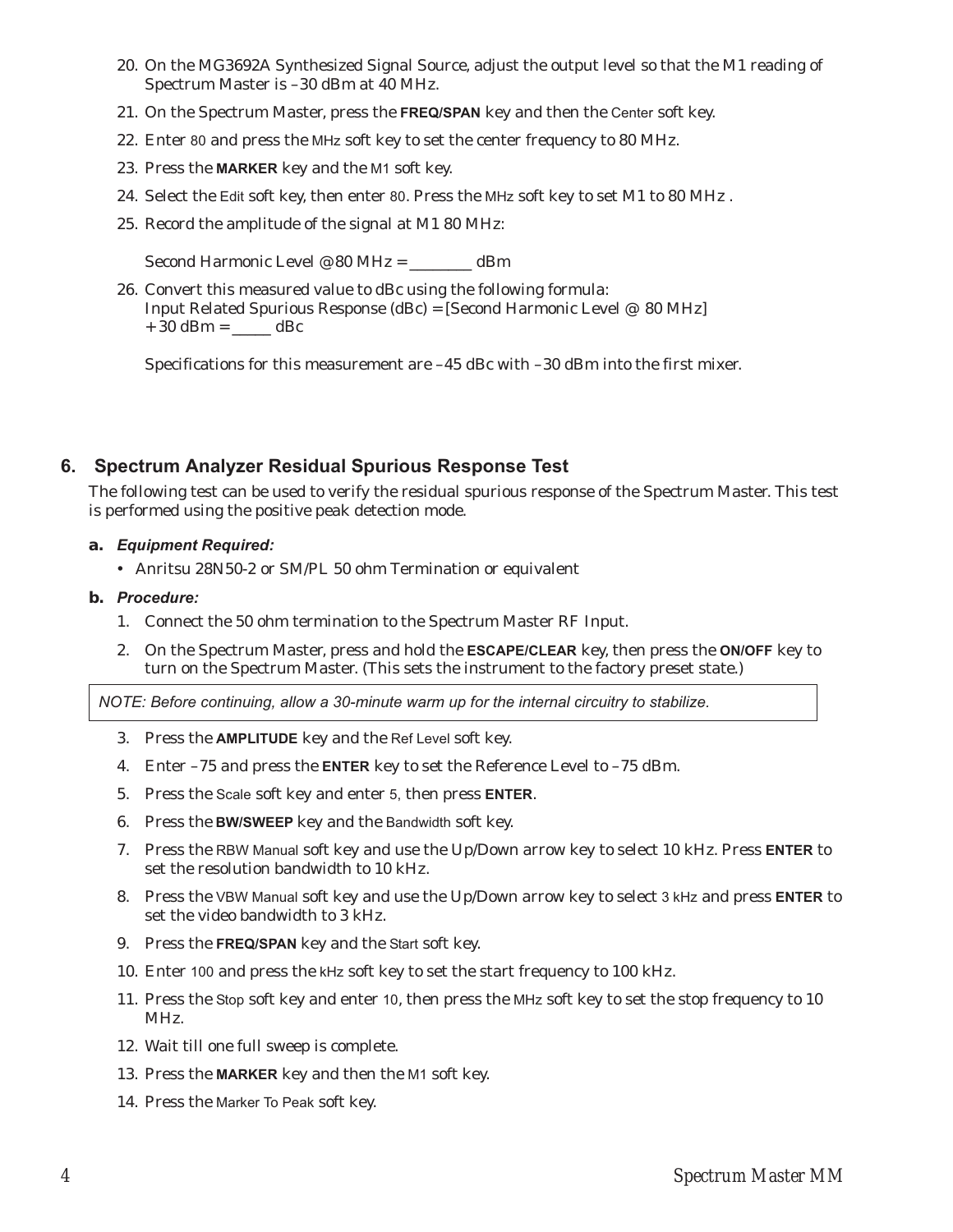20. On the MG3692A Synthesized Signal Source, adjust the output level so that the M1 reading of Spectrum Master is –30 dBm at 40 MHz.
21. On the Spectrum Master, press the **FREQ/SPAN** key and then the Center soft key.
22. Enter 80 and press the MHz soft key to set the center frequency to 80 MHz.
23. Press the **MARKER** key and the M1 soft key.
24. Select the Edit soft key, then enter 80. Press the MHz soft key to set M1 to 80 MHz .
25. Record the amplitude of the signal at M1 80 MHz:

    Second Harmonic Level @ 80 MHz = ________ dBm

26. Convert this measured value to dBc using the following formula:
    Input Related Spurious Response (dBc) = [Second Harmonic Level @ 80 MHz] + 30 dBm = _____ dBc

    Specifications for this measurement are –45 dBc with –30 dBm into the first mixer.

## 6. Spectrum Analyzer Residual Spurious Response Test

The following test can be used to verify the residual spurious response of the Spectrum Master. This test is performed using the positive peak detection mode.

### a. *Equipment Required:*

- Anritsu 28N50-2 or SM/PL 50 ohm Termination or equivalent

### b. *Procedure:*

1. Connect the 50 ohm termination to the Spectrum Master RF Input.
2. On the Spectrum Master, press and hold the **ESCAPE/CLEAR** key, then press the **ON/OFF** key to turn on the Spectrum Master. (This sets the instrument to the factory preset state.)

*NOTE: Before continuing, allow a 30-minute warm up for the internal circuitry to stabilize.*

3. Press the **AMPLITUDE** key and the Ref Level soft key.
4. Enter –75 and press the **ENTER** key to set the Reference Level to –75 dBm.
5. Press the Scale soft key and enter 5, then press **ENTER**.
6. Press the **BW/SWEEP** key and the Bandwidth soft key.
7. Press the RBW Manual soft key and use the Up/Down arrow key to select 10 kHz. Press **ENTER** to set the resolution bandwidth to 10 kHz.
8. Press the VBW Manual soft key and use the Up/Down arrow key to select 3 kHz and press **ENTER** to set the video bandwidth to 3 kHz.
9. Press the **FREQ/SPAN** key and the Start soft key.
10. Enter 100 and press the kHz soft key to set the start frequency to 100 kHz.
11. Press the Stop soft key and enter 10, then press the MHz soft key to set the stop frequency to 10 MHz.
12. Wait till one full sweep is complete.
13. Press the **MARKER** key and then the M1 soft key.
14. Press the Marker To Peak soft key.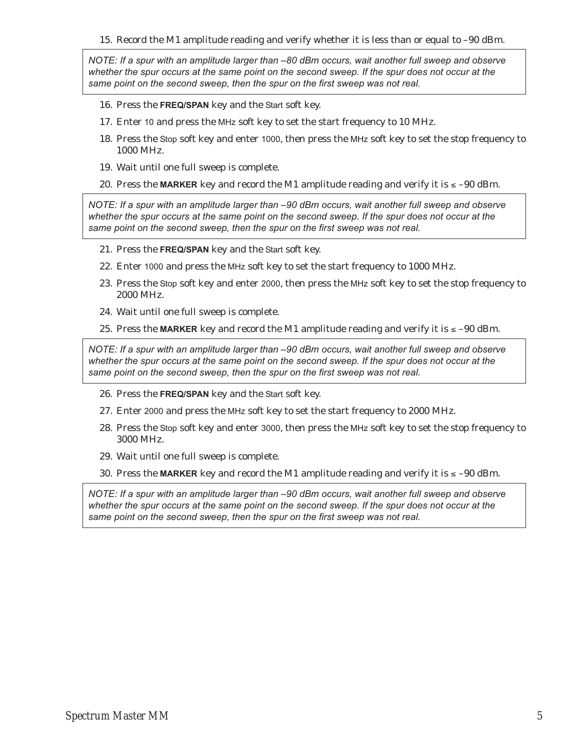15. Record the M1 amplitude reading and verify whether it is less than or equal to –90 dBm.

> *NOTE: If a spur with an amplitude larger than –80 dBm occurs, wait another full sweep and observe whether the spur occurs at the same point on the second sweep. If the spur does not occur at the same point on the second sweep, then the spur on the first sweep was not real.*

16. Press the **FREQ/SPAN** key and the Start soft key.
17. Enter 10 and press the MHz soft key to set the start frequency to 10 MHz.
18. Press the Stop soft key and enter 1000, then press the MHz soft key to set the stop frequency to 1000 MHz.
19. Wait until one full sweep is complete.
20. Press the **MARKER** key and record the M1 amplitude reading and verify it is ≤ –90 dBm.

> *NOTE: If a spur with an amplitude larger than –90 dBm occurs, wait another full sweep and observe whether the spur occurs at the same point on the second sweep. If the spur does not occur at the same point on the second sweep, then the spur on the first sweep was not real.*

21. Press the **FREQ/SPAN** key and the Start soft key.
22. Enter 1000 and press the MHz soft key to set the start frequency to 1000 MHz.
23. Press the Stop soft key and enter 2000, then press the MHz soft key to set the stop frequency to 2000 MHz.
24. Wait until one full sweep is complete.
25. Press the **MARKER** key and record the M1 amplitude reading and verify it is ≤ –90 dBm.

> *NOTE: If a spur with an amplitude larger than –90 dBm occurs, wait another full sweep and observe whether the spur occurs at the same point on the second sweep. If the spur does not occur at the same point on the second sweep, then the spur on the first sweep was not real.*

26. Press the **FREQ/SPAN** key and the Start soft key.
27. Enter 2000 and press the MHz soft key to set the start frequency to 2000 MHz.
28. Press the Stop soft key and enter 3000, then press the MHz soft key to set the stop frequency to 3000 MHz.
29. Wait until one full sweep is complete.
30. Press the **MARKER** key and record the M1 amplitude reading and verify it is ≤ –90 dBm.

> *NOTE: If a spur with an amplitude larger than –90 dBm occurs, wait another full sweep and observe whether the spur occurs at the same point on the second sweep. If the spur does not occur at the same point on the second sweep, then the spur on the first sweep was not real.*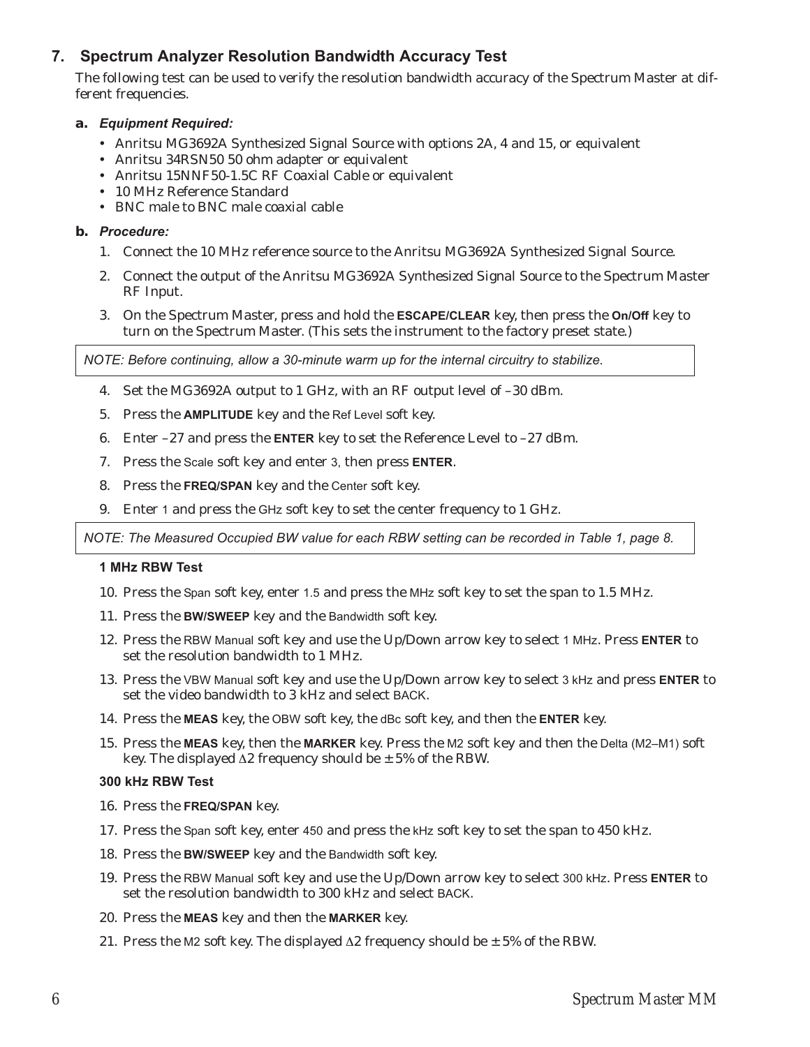## 7. Spectrum Analyzer Resolution Bandwidth Accuracy Test

The following test can be used to verify the resolution bandwidth accuracy of the Spectrum Master at different frequencies.

### a. *Equipment Required:*

- Anritsu MG3692A Synthesized Signal Source with options 2A, 4 and 15, or equivalent
- Anritsu 34RSN50 50 ohm adapter or equivalent
- Anritsu 15NNF50-1.5C RF Coaxial Cable or equivalent
- 10 MHz Reference Standard
- BNC male to BNC male coaxial cable

### b. *Procedure:*

1. Connect the 10 MHz reference source to the Anritsu MG3692A Synthesized Signal Source.
2. Connect the output of the Anritsu MG3692A Synthesized Signal Source to the Spectrum Master RF Input.
3. On the Spectrum Master, press and hold the **ESCAPE/CLEAR** key, then press the **On/Off** key to turn on the Spectrum Master. (This sets the instrument to the factory preset state.)

*NOTE: Before continuing, allow a 30-minute warm up for the internal circuitry to stabilize.*

4. Set the MG3692A output to 1 GHz, with an RF output level of –30 dBm.
5. Press the **AMPLITUDE** key and the Ref Level soft key.
6. Enter –27 and press the **ENTER** key to set the Reference Level to –27 dBm.
7. Press the Scale soft key and enter 3, then press **ENTER**.
8. Press the **FREQ/SPAN** key and the Center soft key.
9. Enter 1 and press the GHz soft key to set the center frequency to 1 GHz.

*NOTE: The Measured Occupied BW value for each RBW setting can be recorded in Table 1, page 8.*

**1 MHz RBW Test**

10. Press the Span soft key, enter 1.5 and press the MHz soft key to set the span to 1.5 MHz.
11. Press the **BW/SWEEP** key and the Bandwidth soft key.
12. Press the RBW Manual soft key and use the Up/Down arrow key to select 1 MHz. Press **ENTER** to set the resolution bandwidth to 1 MHz.
13. Press the VBW Manual soft key and use the Up/Down arrow key to select 3 kHz and press **ENTER** to set the video bandwidth to 3 kHz and select BACK.
14. Press the **MEAS** key, the OBW soft key, the dBc soft key, and then the **ENTER** key.
15. Press the **MEAS** key, then the **MARKER** key. Press the M2 soft key and then the Delta (M2–M1) soft key. The displayed Δ2 frequency should be ± 5% of the RBW.

**300 kHz RBW Test**

16. Press the **FREQ/SPAN** key.
17. Press the Span soft key, enter 450 and press the kHz soft key to set the span to 450 kHz.
18. Press the **BW/SWEEP** key and the Bandwidth soft key.
19. Press the RBW Manual soft key and use the Up/Down arrow key to select 300 kHz. Press **ENTER** to set the resolution bandwidth to 300 kHz and select BACK.
20. Press the **MEAS** key and then the **MARKER** key.
21. Press the M2 soft key. The displayed Δ2 frequency should be ± 5% of the RBW.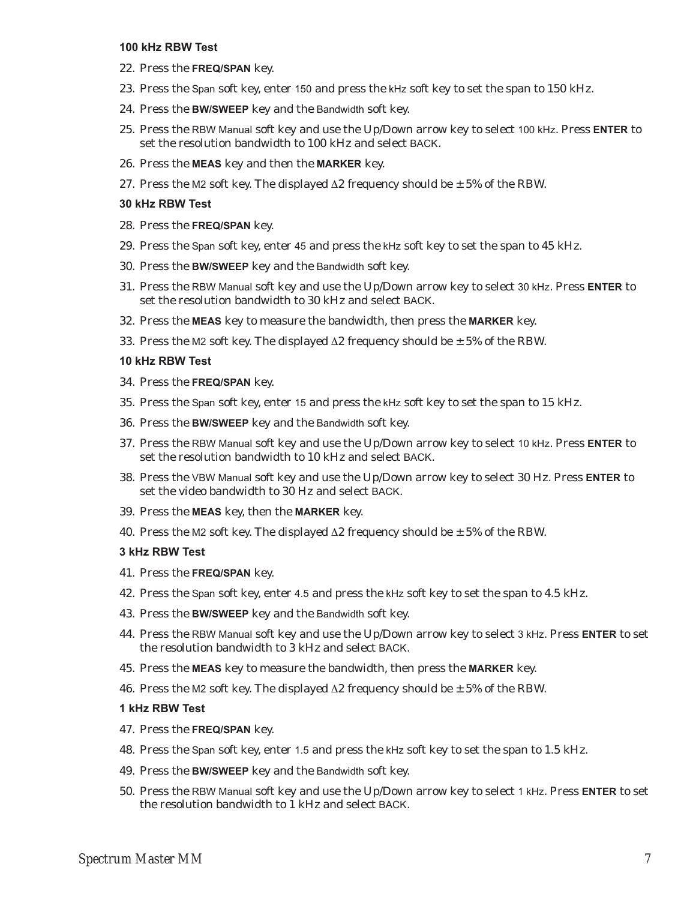#### 100 kHz RBW Test

22. Press the **FREQ/SPAN** key.
23. Press the Span soft key, enter 150 and press the kHz soft key to set the span to 150 kHz.
24. Press the **BW/SWEEP** key and the Bandwidth soft key.
25. Press the RBW Manual soft key and use the Up/Down arrow key to select 100 kHz. Press **ENTER** to set the resolution bandwidth to 100 kHz and select BACK.
26. Press the **MEAS** key and then the **MARKER** key.
27. Press the M2 soft key. The displayed $\Delta 2$ frequency should be ± 5% of the RBW.

#### 30 kHz RBW Test

28. Press the **FREQ/SPAN** key.
29. Press the Span soft key, enter 45 and press the kHz soft key to set the span to 45 kHz.
30. Press the **BW/SWEEP** key and the Bandwidth soft key.
31. Press the RBW Manual soft key and use the Up/Down arrow key to select 30 kHz. Press **ENTER** to set the resolution bandwidth to 30 kHz and select BACK.
32. Press the **MEAS** key to measure the bandwidth, then press the **MARKER** key.
33. Press the M2 soft key. The displayed $\Delta 2$ frequency should be ± 5% of the RBW.

#### 10 kHz RBW Test

34. Press the **FREQ/SPAN** key.
35. Press the Span soft key, enter 15 and press the kHz soft key to set the span to 15 kHz.
36. Press the **BW/SWEEP** key and the Bandwidth soft key.
37. Press the RBW Manual soft key and use the Up/Down arrow key to select 10 kHz. Press **ENTER** to set the resolution bandwidth to 10 kHz and select BACK.
38. Press the VBW Manual soft key and use the Up/Down arrow key to select 30 Hz. Press **ENTER** to set the video bandwidth to 30 Hz and select BACK.
39. Press the **MEAS** key, then the **MARKER** key.
40. Press the M2 soft key. The displayed $\Delta 2$ frequency should be ± 5% of the RBW.

#### 3 kHz RBW Test

41. Press the **FREQ/SPAN** key.
42. Press the Span soft key, enter 4.5 and press the kHz soft key to set the span to 4.5 kHz.
43. Press the **BW/SWEEP** key and the Bandwidth soft key.
44. Press the RBW Manual soft key and use the Up/Down arrow key to select 3 kHz. Press **ENTER** to set the resolution bandwidth to 3 kHz and select BACK.
45. Press the **MEAS** key to measure the bandwidth, then press the **MARKER** key.
46. Press the M2 soft key. The displayed $\Delta 2$ frequency should be ± 5% of the RBW.

#### 1 kHz RBW Test

47. Press the **FREQ/SPAN** key.
48. Press the Span soft key, enter 1.5 and press the kHz soft key to set the span to 1.5 kHz.
49. Press the **BW/SWEEP** key and the Bandwidth soft key.
50. Press the RBW Manual soft key and use the Up/Down arrow key to select 1 kHz. Press **ENTER** to set the resolution bandwidth to 1 kHz and select BACK.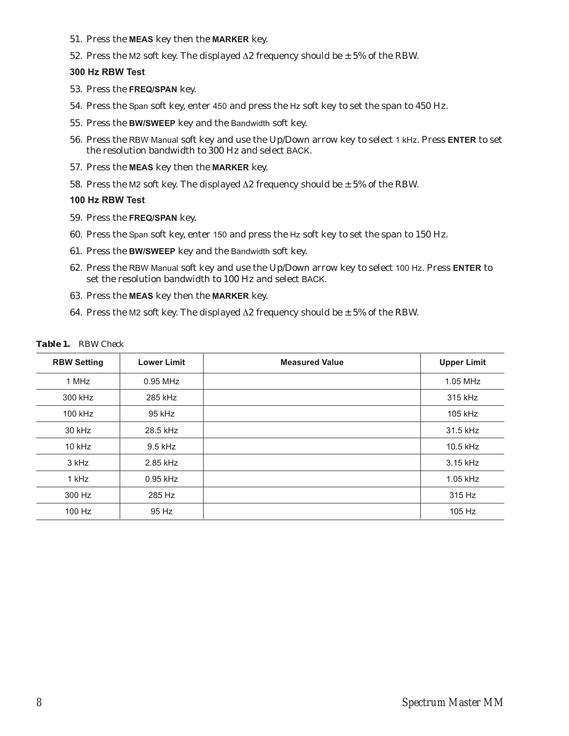51. Press the **MEAS** key then the **MARKER** key.
52. Press the M2 soft key. The displayed Δ2 frequency should be ± 5% of the RBW.

**300 Hz RBW Test**

53. Press the **FREQ/SPAN** key.
54. Press the Span soft key, enter 450 and press the Hz soft key to set the span to 450 Hz.
55. Press the **BW/SWEEP** key and the Bandwidth soft key.
56. Press the RBW Manual soft key and use the Up/Down arrow key to select 1 kHz. Press **ENTER** to set the resolution bandwidth to 300 Hz and select BACK.
57. Press the **MEAS** key then the **MARKER** key.
58. Press the M2 soft key. The displayed Δ2 frequency should be ± 5% of the RBW.

**100 Hz RBW Test**

59. Press the **FREQ/SPAN** key.
60. Press the Span soft key, enter 150 and press the Hz soft key to set the span to 150 Hz.
61. Press the **BW/SWEEP** key and the Bandwidth soft key.
62. Press the RBW Manual soft key and use the Up/Down arrow key to select 100 Hz. Press **ENTER** to set the resolution bandwidth to 100 Hz and select BACK.
63. Press the **MEAS** key then the **MARKER** key.
64. Press the M2 soft key. The displayed Δ2 frequency should be ± 5% of the RBW.

***Table 1.*** *RBW Check*

| RBW Setting | Lower Limit | Measured Value | Upper Limit |
|---|---|---|---|
| 1 MHz | 0.95 MHz | | 1.05 MHz |
| 300 kHz | 285 kHz | | 315 kHz |
| 100 kHz | 95 kHz | | 105 kHz |
| 30 kHz | 28.5 kHz | | 31.5 kHz |
| 10 kHz | 9.5 kHz | | 10.5 kHz |
| 3 kHz | 2.85 kHz | | 3.15 kHz |
| 1 kHz | 0.95 kHz | | 1.05 kHz |
| 300 Hz | 285 Hz | | 315 Hz |
| 100 Hz | 95 Hz | | 105 Hz |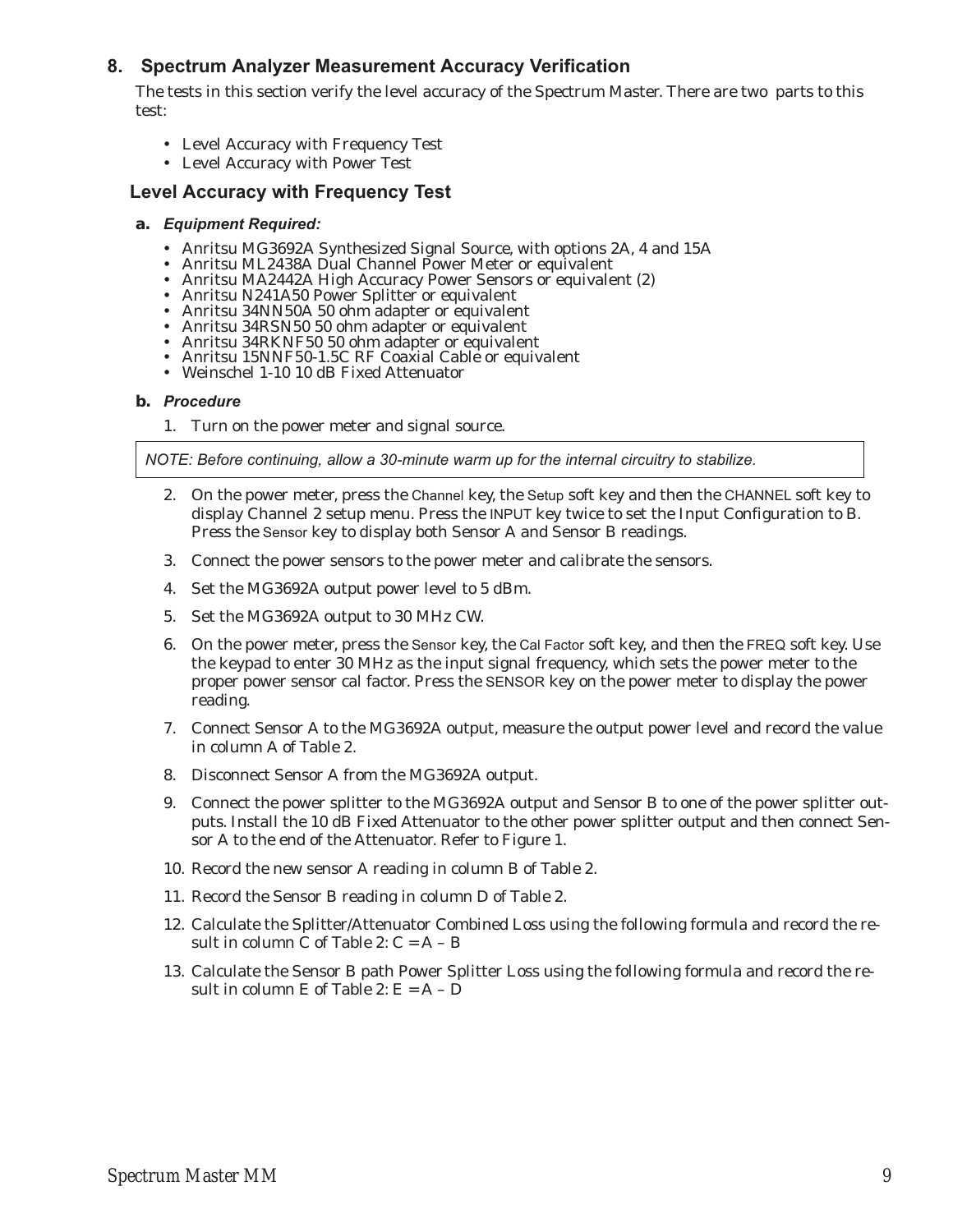## 8. Spectrum Analyzer Measurement Accuracy Verification

The tests in this section verify the level accuracy of the Spectrum Master. There are two parts to this test:

- Level Accuracy with Frequency Test
- Level Accuracy with Power Test

### Level Accuracy with Frequency Test

**a.** ***Equipment Required:***

- Anritsu MG3692A Synthesized Signal Source, with options 2A, 4 and 15A
- Anritsu ML2438A Dual Channel Power Meter or equivalent
- Anritsu MA2442A High Accuracy Power Sensors or equivalent (2)
- Anritsu N241A50 Power Splitter or equivalent
- Anritsu 34NN50A 50 ohm adapter or equivalent
- Anritsu 34RSN50 50 ohm adapter or equivalent
- Anritsu 34RKNF50 50 ohm adapter or equivalent
- Anritsu 15NNF50-1.5C RF Coaxial Cable or equivalent
- Weinschel 1-10 10 dB Fixed Attenuator

**b.** ***Procedure***

1. Turn on the power meter and signal source.

*NOTE: Before continuing, allow a 30-minute warm up for the internal circuitry to stabilize.*

2. On the power meter, press the Channel key, the Setup soft key and then the CHANNEL soft key to display Channel 2 setup menu. Press the INPUT key twice to set the Input Configuration to B. Press the Sensor key to display both Sensor A and Sensor B readings.
3. Connect the power sensors to the power meter and calibrate the sensors.
4. Set the MG3692A output power level to 5 dBm.
5. Set the MG3692A output to 30 MHz CW.
6. On the power meter, press the Sensor key, the Cal Factor soft key, and then the FREQ soft key. Use the keypad to enter 30 MHz as the input signal frequency, which sets the power meter to the proper power sensor cal factor. Press the SENSOR key on the power meter to display the power reading.
7. Connect Sensor A to the MG3692A output, measure the output power level and record the value in column A of Table 2.
8. Disconnect Sensor A from the MG3692A output.
9. Connect the power splitter to the MG3692A output and Sensor B to one of the power splitter outputs. Install the 10 dB Fixed Attenuator to the other power splitter output and then connect Sensor A to the end of the Attenuator. Refer to Figure 1.
10. Record the new sensor A reading in column B of Table 2.
11. Record the Sensor B reading in column D of Table 2.
12. Calculate the Splitter/Attenuator Combined Loss using the following formula and record the result in column C of Table 2: $C = A - B$
13. Calculate the Sensor B path Power Splitter Loss using the following formula and record the result in column E of Table 2: $E = A - D$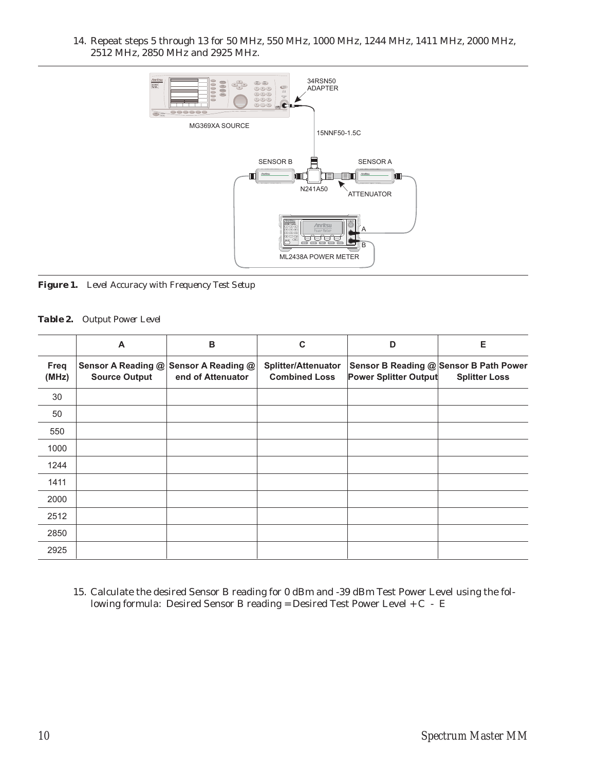14. Repeat steps 5 through 13 for 50 MHz, 550 MHz, 1000 MHz, 1244 MHz, 1411 MHz, 2000 MHz, 2512 MHz, 2850 MHz and 2925 MHz.

***Figure 1.*** *Level Accuracy with Frequency Test Setup*

***Table 2.*** Output Power Level

| | A | B | C | D | E |
|---|---|---|---|---|---|
| **Freq (MHz)** | **Sensor A Reading @ Source Output** | **Sensor A Reading @ end of Attenuator** | **Splitter/Attenuator Combined Loss** | **Sensor B Reading @ Power Splitter Output** | **Sensor B Path Power Splitter Loss** |
| 30 | | | | | |
| 50 | | | | | |
| 550 | | | | | |
| 1000 | | | | | |
| 1244 | | | | | |
| 1411 | | | | | |
| 2000 | | | | | |
| 2512 | | | | | |
| 2850 | | | | | |
| 2925 | | | | | |

15. Calculate the desired Sensor B reading for 0 dBm and -39 dBm Test Power Level using the following formula: Desired Sensor B reading = Desired Test Power Level + C - E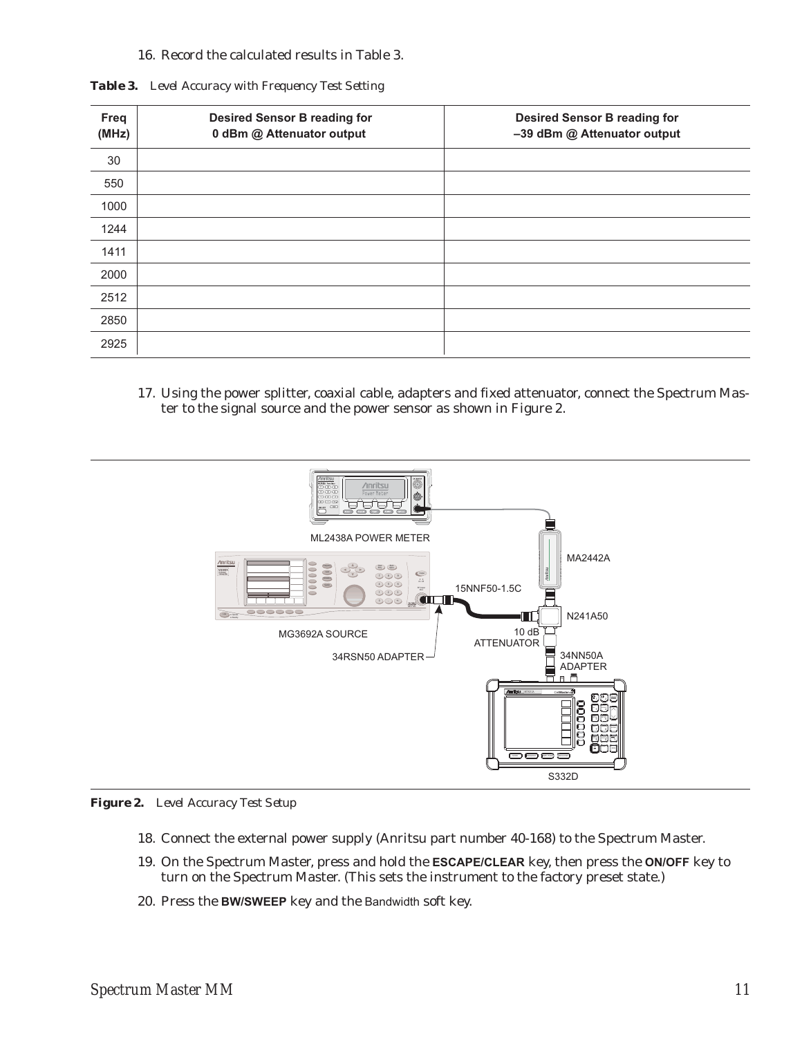16. Record the calculated results in Table 3.

**Table 3.** *Level Accuracy with Frequency Test Setting*

| Freq (MHz) | Desired Sensor B reading for 0 dBm @ Attenuator output | Desired Sensor B reading for –39 dBm @ Attenuator output |
|---|---|---|
| 30 | | |
| 550 | | |
| 1000 | | |
| 1244 | | |
| 1411 | | |
| 2000 | | |
| 2512 | | |
| 2850 | | |
| 2925 | | |

17. Using the power splitter, coaxial cable, adapters and fixed attenuator, connect the Spectrum Master to the signal source and the power sensor as shown in Figure 2.

ML2438A POWER METER

MA2442A

15NNF50-1.5C

N241A50

MG3692A SOURCE

10 dB ATTENUATOR

34RSN50 ADAPTER

34NN50A ADAPTER

S332D

**Figure 2.** *Level Accuracy Test Setup*

18. Connect the external power supply (Anritsu part number 40-168) to the Spectrum Master.
19. On the Spectrum Master, press and hold the **ESCAPE/CLEAR** key, then press the **ON/OFF** key to turn on the Spectrum Master. (This sets the instrument to the factory preset state.)
20. Press the **BW/SWEEP** key and the Bandwidth soft key.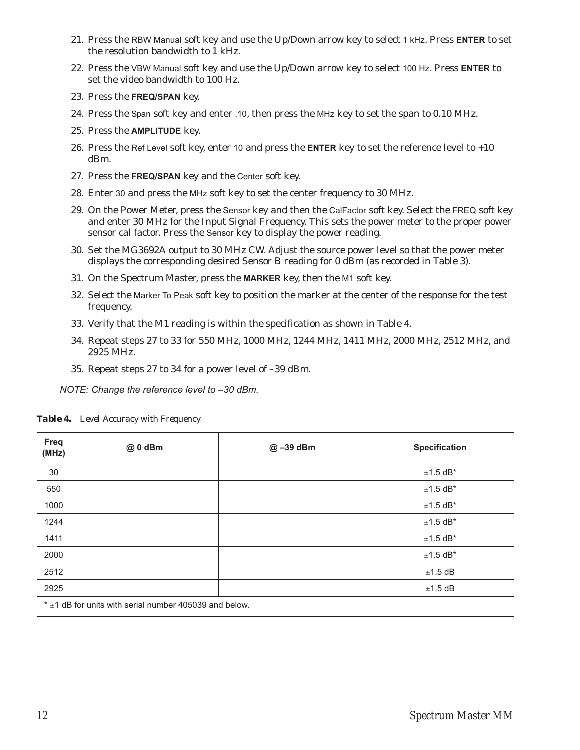21. Press the RBW Manual soft key and use the Up/Down arrow key to select 1 kHz. Press **ENTER** to set the resolution bandwidth to 1 kHz.
22. Press the VBW Manual soft key and use the Up/Down arrow key to select 100 Hz. Press **ENTER** to set the video bandwidth to 100 Hz.
23. Press the **FREQ/SPAN** key.
24. Press the Span soft key and enter .10, then press the MHz key to set the span to 0.10 MHz.
25. Press the **AMPLITUDE** key.
26. Press the Ref Level soft key, enter 10 and press the **ENTER** key to set the reference level to +10 dBm.
27. Press the **FREQ/SPAN** key and the Center soft key.
28. Enter 30 and press the MHz soft key to set the center frequency to 30 MHz.
29. On the Power Meter, press the Sensor key and then the CalFactor soft key. Select the FREQ soft key and enter 30 MHz for the Input Signal Frequency. This sets the power meter to the proper power sensor cal factor. Press the Sensor key to display the power reading.
30. Set the MG3692A output to 30 MHz CW. Adjust the source power level so that the power meter displays the corresponding desired Sensor B reading for 0 dBm (as recorded in Table 3).
31. On the Spectrum Master, press the **MARKER** key, then the M1 soft key.
32. Select the Marker To Peak soft key to position the marker at the center of the response for the test frequency.
33. Verify that the M1 reading is within the specification as shown in Table 4.
34. Repeat steps 27 to 33 for 550 MHz, 1000 MHz, 1244 MHz, 1411 MHz, 2000 MHz, 2512 MHz, and 2925 MHz.
35. Repeat steps 27 to 34 for a power level of –39 dBm.

*NOTE: Change the reference level to –30 dBm.*

***Table 4.*** *Level Accuracy with Frequency*

| Freq (MHz) | @ 0 dBm | @ –39 dBm | Specification |
|---|---|---|---|
| 30 | | | ±1.5 dB* |
| 550 | | | ±1.5 dB* |
| 1000 | | | ±1.5 dB* |
| 1244 | | | ±1.5 dB* |
| 1411 | | | ±1.5 dB* |
| 2000 | | | ±1.5 dB* |
| 2512 | | | ±1.5 dB |
| 2925 | | | ±1.5 dB |

\* ±1 dB for units with serial number 405039 and below.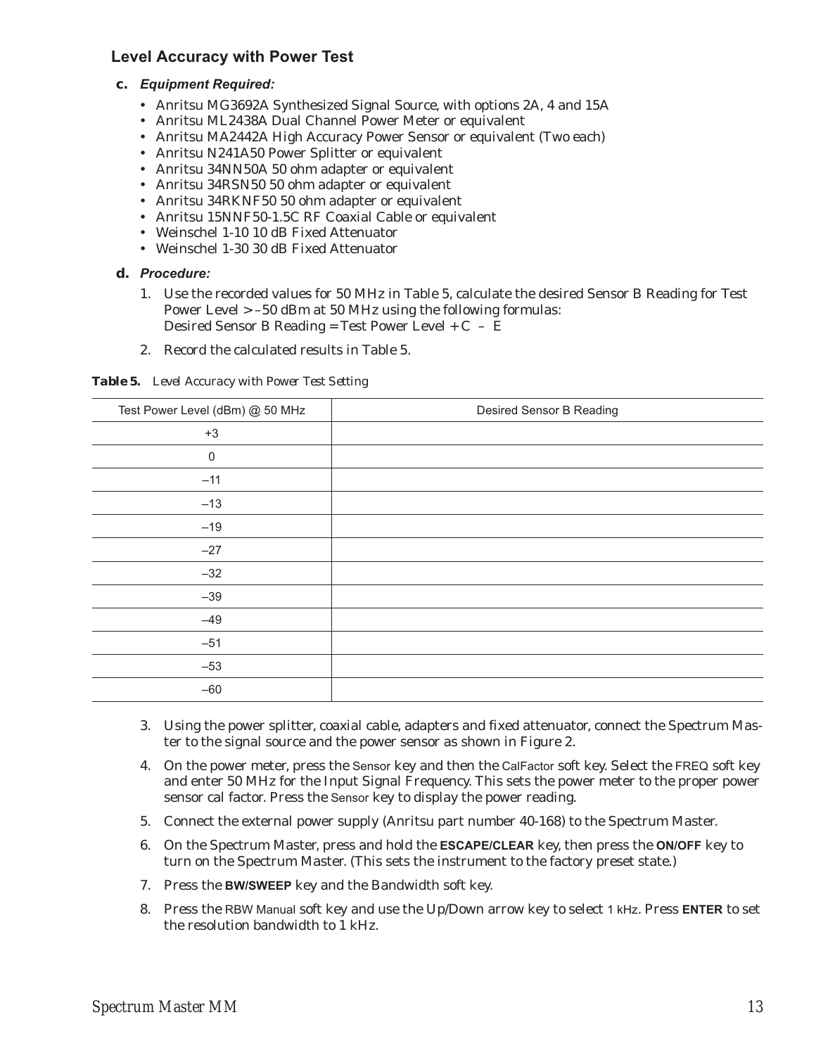### Level Accuracy with Power Test

**c.** ***Equipment Required:***

- Anritsu MG3692A Synthesized Signal Source, with options 2A, 4 and 15A
- Anritsu ML2438A Dual Channel Power Meter or equivalent
- Anritsu MA2442A High Accuracy Power Sensor or equivalent (Two each)
- Anritsu N241A50 Power Splitter or equivalent
- Anritsu 34NN50A 50 ohm adapter or equivalent
- Anritsu 34RSN50 50 ohm adapter or equivalent
- Anritsu 34RKNF50 50 ohm adapter or equivalent
- Anritsu 15NNF50-1.5C RF Coaxial Cable or equivalent
- Weinschel 1-10 10 dB Fixed Attenuator
- Weinschel 1-30 30 dB Fixed Attenuator

**d.** ***Procedure:***

1. Use the recorded values for 50 MHz in Table 5, calculate the desired Sensor B Reading for Test Power Level > –50 dBm at 50 MHz using the following formulas:
   Desired Sensor B Reading = Test Power Level + C – E
2. Record the calculated results in Table 5.

**Table 5.** *Level Accuracy with Power Test Setting*

| Test Power Level (dBm) @ 50 MHz | Desired Sensor B Reading |
|---|---|
| +3 | |
| 0 | |
| –11 | |
| –13 | |
| –19 | |
| –27 | |
| –32 | |
| –39 | |
| –49 | |
| –51 | |
| –53 | |
| –60 | |

3. Using the power splitter, coaxial cable, adapters and fixed attenuator, connect the Spectrum Master to the signal source and the power sensor as shown in Figure 2.
4. On the power meter, press the Sensor key and then the CalFactor soft key. Select the FREQ soft key and enter 50 MHz for the Input Signal Frequency. This sets the power meter to the proper power sensor cal factor. Press the Sensor key to display the power reading.
5. Connect the external power supply (Anritsu part number 40-168) to the Spectrum Master.
6. On the Spectrum Master, press and hold the **ESCAPE/CLEAR** key, then press the **ON/OFF** key to turn on the Spectrum Master. (This sets the instrument to the factory preset state.)
7. Press the **BW/SWEEP** key and the Bandwidth soft key.
8. Press the RBW Manual soft key and use the Up/Down arrow key to select 1 kHz. Press **ENTER** to set the resolution bandwidth to 1 kHz.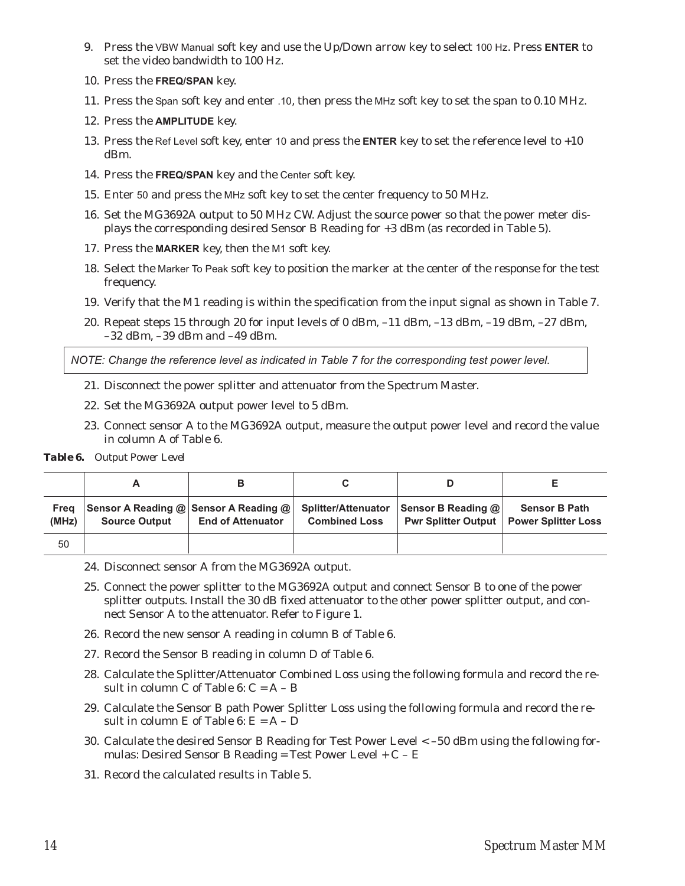9. Press the VBW Manual soft key and use the Up/Down arrow key to select 100 Hz. Press **ENTER** to set the video bandwidth to 100 Hz.
10. Press the **FREQ/SPAN** key.
11. Press the Span soft key and enter .10, then press the MHz soft key to set the span to 0.10 MHz.
12. Press the **AMPLITUDE** key.
13. Press the Ref Level soft key, enter 10 and press the **ENTER** key to set the reference level to +10 dBm.
14. Press the **FREQ/SPAN** key and the Center soft key.
15. Enter 50 and press the MHz soft key to set the center frequency to 50 MHz.
16. Set the MG3692A output to 50 MHz CW. Adjust the source power so that the power meter displays the corresponding desired Sensor B Reading for +3 dBm (as recorded in Table 5).
17. Press the **MARKER** key, then the M1 soft key.
18. Select the Marker To Peak soft key to position the marker at the center of the response for the test frequency.
19. Verify that the M1 reading is within the specification from the input signal as shown in Table 7.
20. Repeat steps 15 through 20 for input levels of 0 dBm, –11 dBm, –13 dBm, –19 dBm, –27 dBm, –32 dBm, –39 dBm and –49 dBm.

*NOTE: Change the reference level as indicated in Table 7 for the corresponding test power level.*

21. Disconnect the power splitter and attenuator from the Spectrum Master.
22. Set the MG3692A output power level to 5 dBm.
23. Connect sensor A to the MG3692A output, measure the output power level and record the value in column A of Table 6.

**Table 6.** *Output Power Level*

| | A | B | C | D | E |
|---|---|---|---|---|---|
| **Freq (MHz)** | **Sensor A Reading @ Source Output** | **Sensor A Reading @ End of Attenuator** | **Splitter/Attenuator Combined Loss** | **Sensor B Reading @ Pwr Splitter Output** | **Sensor B Path Power Splitter Loss** |
| 50 | | | | | |

24. Disconnect sensor A from the MG3692A output.
25. Connect the power splitter to the MG3692A output and connect Sensor B to one of the power splitter outputs. Install the 30 dB fixed attenuator to the other power splitter output, and connect Sensor A to the attenuator. Refer to Figure 1.
26. Record the new sensor A reading in column B of Table 6.
27. Record the Sensor B reading in column D of Table 6.
28. Calculate the Splitter/Attenuator Combined Loss using the following formula and record the result in column C of Table 6: C = A – B
29. Calculate the Sensor B path Power Splitter Loss using the following formula and record the result in column E of Table 6: E = A – D
30. Calculate the desired Sensor B Reading for Test Power Level < –50 dBm using the following formulas: Desired Sensor B Reading = Test Power Level + C – E
31. Record the calculated results in Table 5.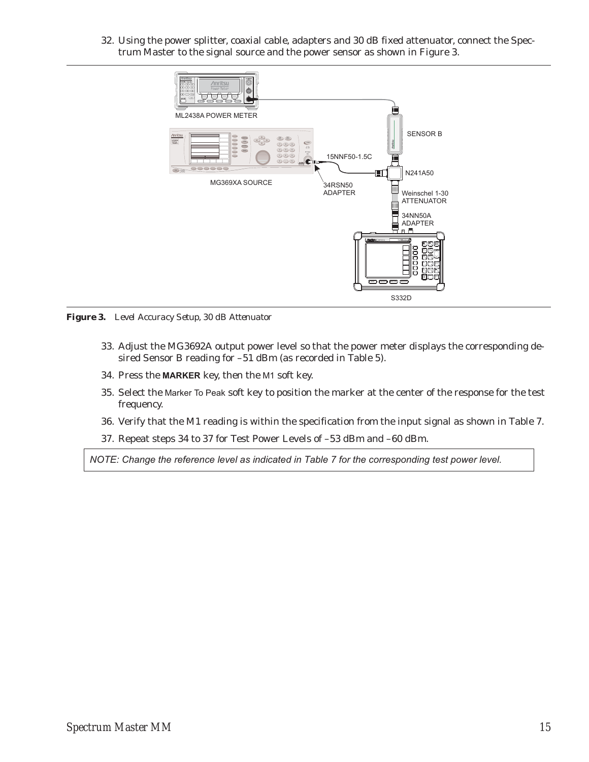32. Using the power splitter, coaxial cable, adapters and 30 dB fixed attenuator, connect the Spectrum Master to the signal source and the power sensor as shown in Figure 3.

**Figure 3.** *Level Accuracy Setup, 30 dB Attenuator*

33. Adjust the MG3692A output power level so that the power meter displays the corresponding desired Sensor B reading for –51 dBm (as recorded in Table 5).
34. Press the **MARKER** key, then the M1 soft key.
35. Select the Marker To Peak soft key to position the marker at the center of the response for the test frequency.
36. Verify that the M1 reading is within the specification from the input signal as shown in Table 7.
37. Repeat steps 34 to 37 for Test Power Levels of –53 dBm and –60 dBm.

*NOTE: Change the reference level as indicated in Table 7 for the corresponding test power level.*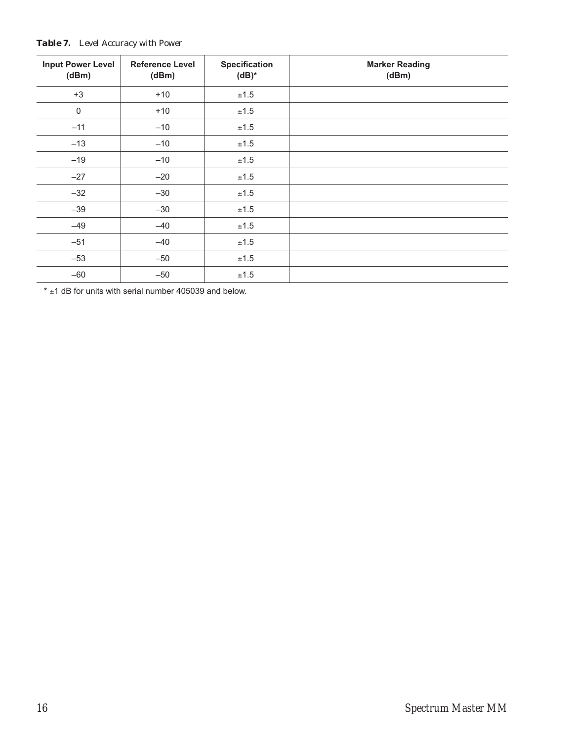**Table 7.** *Level Accuracy with Power*

| Input Power Level (dBm) | Reference Level (dBm) | Specification (dB)* | Marker Reading (dBm) |
|---|---|---|---|
| +3 | +10 | ±1.5 | |
| 0 | +10 | ±1.5 | |
| –11 | –10 | ±1.5 | |
| –13 | –10 | ±1.5 | |
| –19 | –10 | ±1.5 | |
| –27 | –20 | ±1.5 | |
| –32 | –30 | ±1.5 | |
| –39 | –30 | ±1.5 | |
| –49 | –40 | ±1.5 | |
| –51 | –40 | ±1.5 | |
| –53 | –50 | ±1.5 | |
| –60 | –50 | ±1.5 | |

* ±1 dB for units with serial number 405039 and below.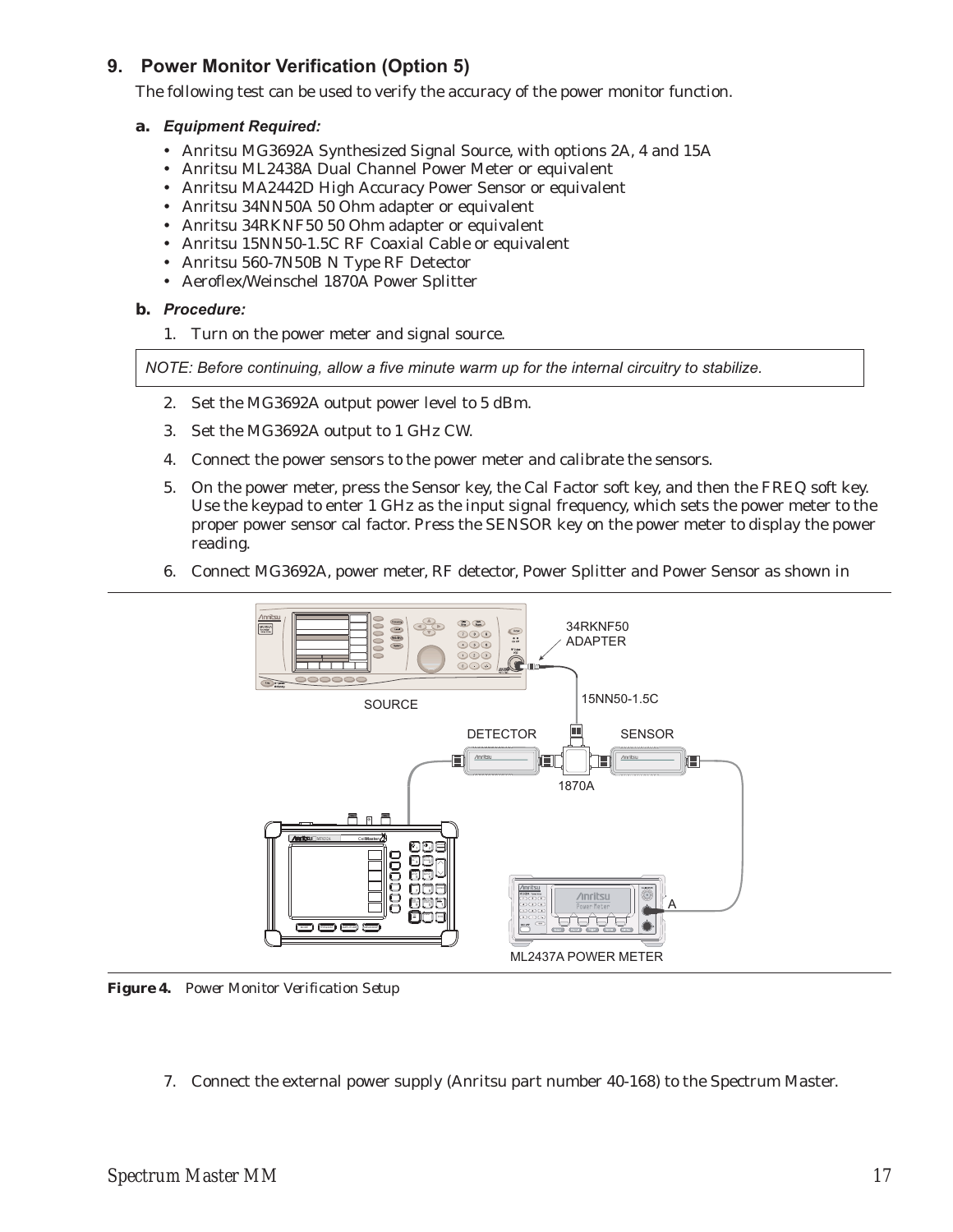## 9. Power Monitor Verification (Option 5)

The following test can be used to verify the accuracy of the power monitor function.

### a. *Equipment Required:*

- Anritsu MG3692A Synthesized Signal Source, with options 2A, 4 and 15A
- Anritsu ML2438A Dual Channel Power Meter or equivalent
- Anritsu MA2442D High Accuracy Power Sensor or equivalent
- Anritsu 34NN50A 50 Ohm adapter or equivalent
- Anritsu 34RKNF50 50 Ohm adapter or equivalent
- Anritsu 15NN50-1.5C RF Coaxial Cable or equivalent
- Anritsu 560-7N50B N Type RF Detector
- Aeroflex/Weinschel 1870A Power Splitter

### b. *Procedure:*

1. Turn on the power meter and signal source.

*NOTE: Before continuing, allow a five minute warm up for the internal circuitry to stabilize.*

2. Set the MG3692A output power level to 5 dBm.
3. Set the MG3692A output to 1 GHz CW.
4. Connect the power sensors to the power meter and calibrate the sensors.
5. On the power meter, press the Sensor key, the Cal Factor soft key, and then the FREQ soft key. Use the keypad to enter 1 GHz as the input signal frequency, which sets the power meter to the proper power sensor cal factor. Press the SENSOR key on the power meter to display the power reading.
6. Connect MG3692A, power meter, RF detector, Power Splitter and Power Sensor as shown in

**Figure 4.** *Power Monitor Verification Setup*

7. Connect the external power supply (Anritsu part number 40-168) to the Spectrum Master.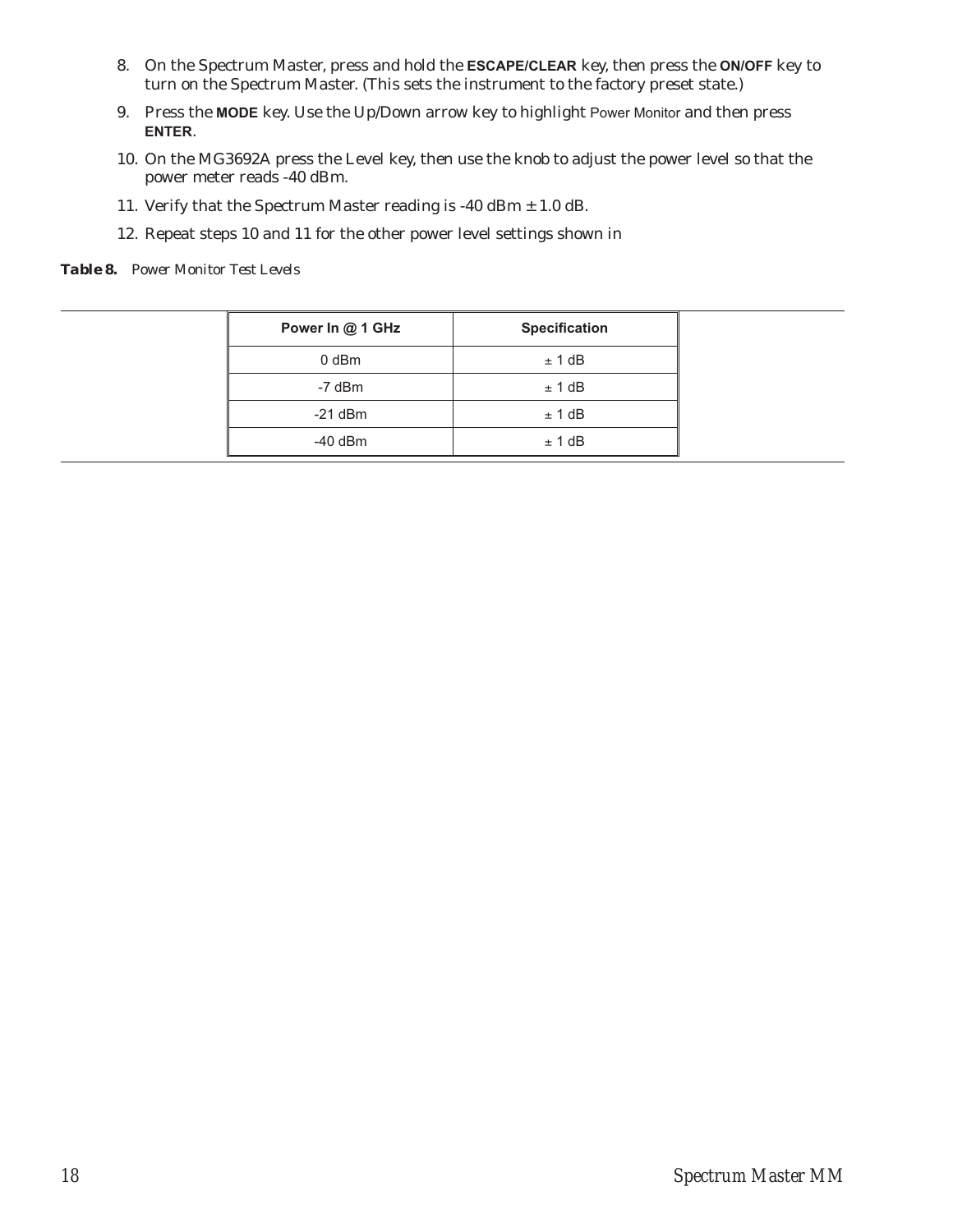8. On the Spectrum Master, press and hold the **ESCAPE/CLEAR** key, then press the **ON/OFF** key to turn on the Spectrum Master. (This sets the instrument to the factory preset state.)

9. Press the **MODE** key. Use the Up/Down arrow key to highlight Power Monitor and then press **ENTER**.

10. On the MG3692A press the Level key, then use the knob to adjust the power level so that the power meter reads -40 dBm.

11. Verify that the Spectrum Master reading is -40 dBm ± 1.0 dB.

12. Repeat steps 10 and 11 for the other power level settings shown in

***Table 8.*** *Power Monitor Test Levels*

| Power In @ 1 GHz | Specification |
|---|---|
| 0 dBm | ± 1 dB |
| -7 dBm | ± 1 dB |
| -21 dBm | ± 1 dB |
| -40 dBm | ± 1 dB |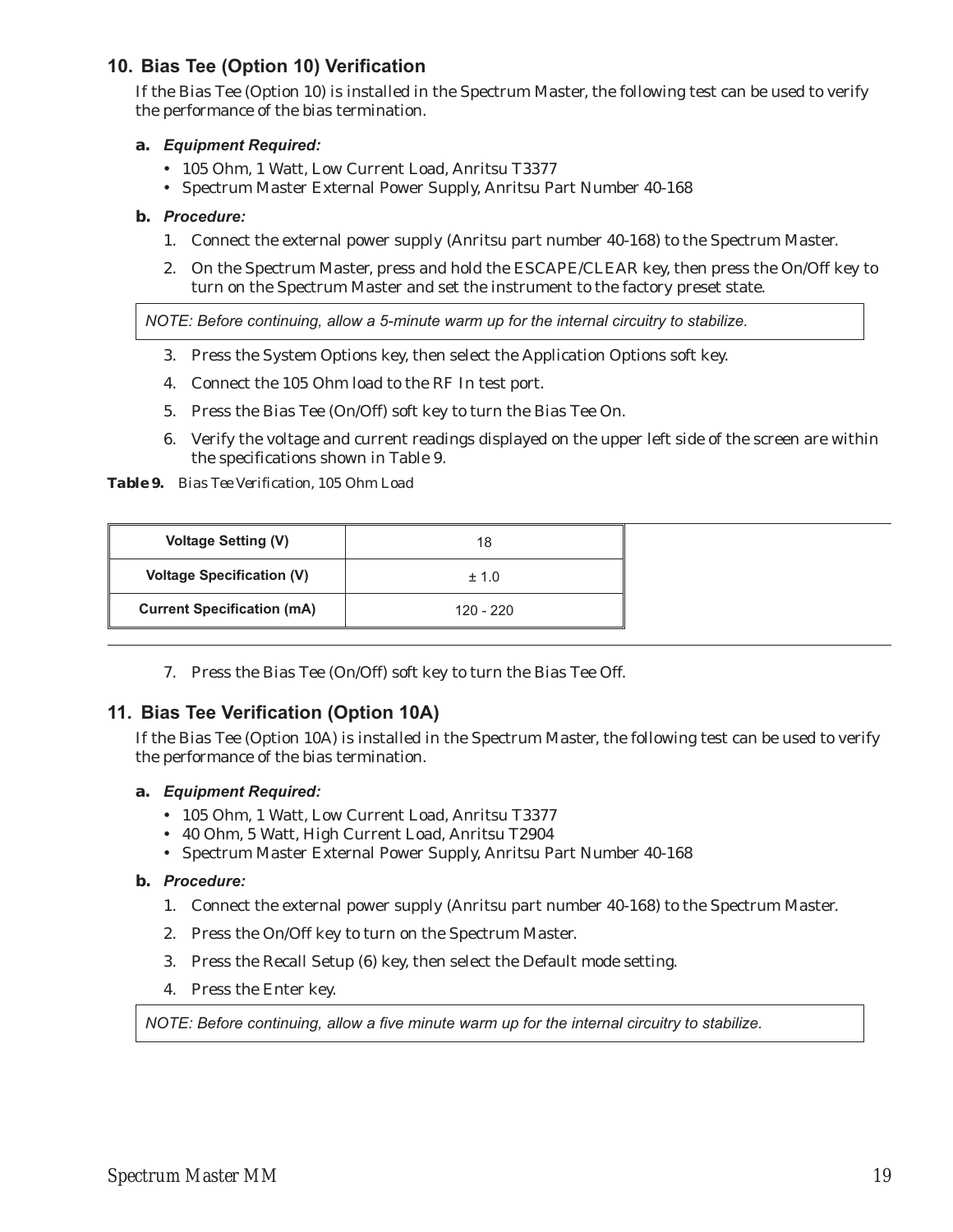## 10. Bias Tee (Option 10) Verification

If the Bias Tee (Option 10) is installed in the Spectrum Master, the following test can be used to verify the performance of the bias termination.

**a.** ***Equipment Required:***

- 105 Ohm, 1 Watt, Low Current Load, Anritsu T3377
- Spectrum Master External Power Supply, Anritsu Part Number 40-168

**b.** ***Procedure:***

1. Connect the external power supply (Anritsu part number 40-168) to the Spectrum Master.
2. On the Spectrum Master, press and hold the ESCAPE/CLEAR key, then press the On/Off key to turn on the Spectrum Master and set the instrument to the factory preset state.

*NOTE: Before continuing, allow a 5-minute warm up for the internal circuitry to stabilize.*

3. Press the System Options key, then select the Application Options soft key.
4. Connect the 105 Ohm load to the RF In test port.
5. Press the Bias Tee (On/Off) soft key to turn the Bias Tee On.
6. Verify the voltage and current readings displayed on the upper left side of the screen are within the specifications shown in Table 9.

**Table 9.** *Bias Tee Verification, 105 Ohm Load*

| Voltage Setting (V) | 18 |
|---|---|
| Voltage Specification (V) | ± 1.0 |
| Current Specification (mA) | 120 - 220 |

7. Press the Bias Tee (On/Off) soft key to turn the Bias Tee Off.

## 11. Bias Tee Verification (Option 10A)

If the Bias Tee (Option 10A) is installed in the Spectrum Master, the following test can be used to verify the performance of the bias termination.

**a.** ***Equipment Required:***

- 105 Ohm, 1 Watt, Low Current Load, Anritsu T3377
- 40 Ohm, 5 Watt, High Current Load, Anritsu T2904
- Spectrum Master External Power Supply, Anritsu Part Number 40-168

**b.** ***Procedure:***

1. Connect the external power supply (Anritsu part number 40-168) to the Spectrum Master.
2. Press the On/Off key to turn on the Spectrum Master.
3. Press the Recall Setup (6) key, then select the Default mode setting.
4. Press the Enter key.

*NOTE: Before continuing, allow a five minute warm up for the internal circuitry to stabilize.*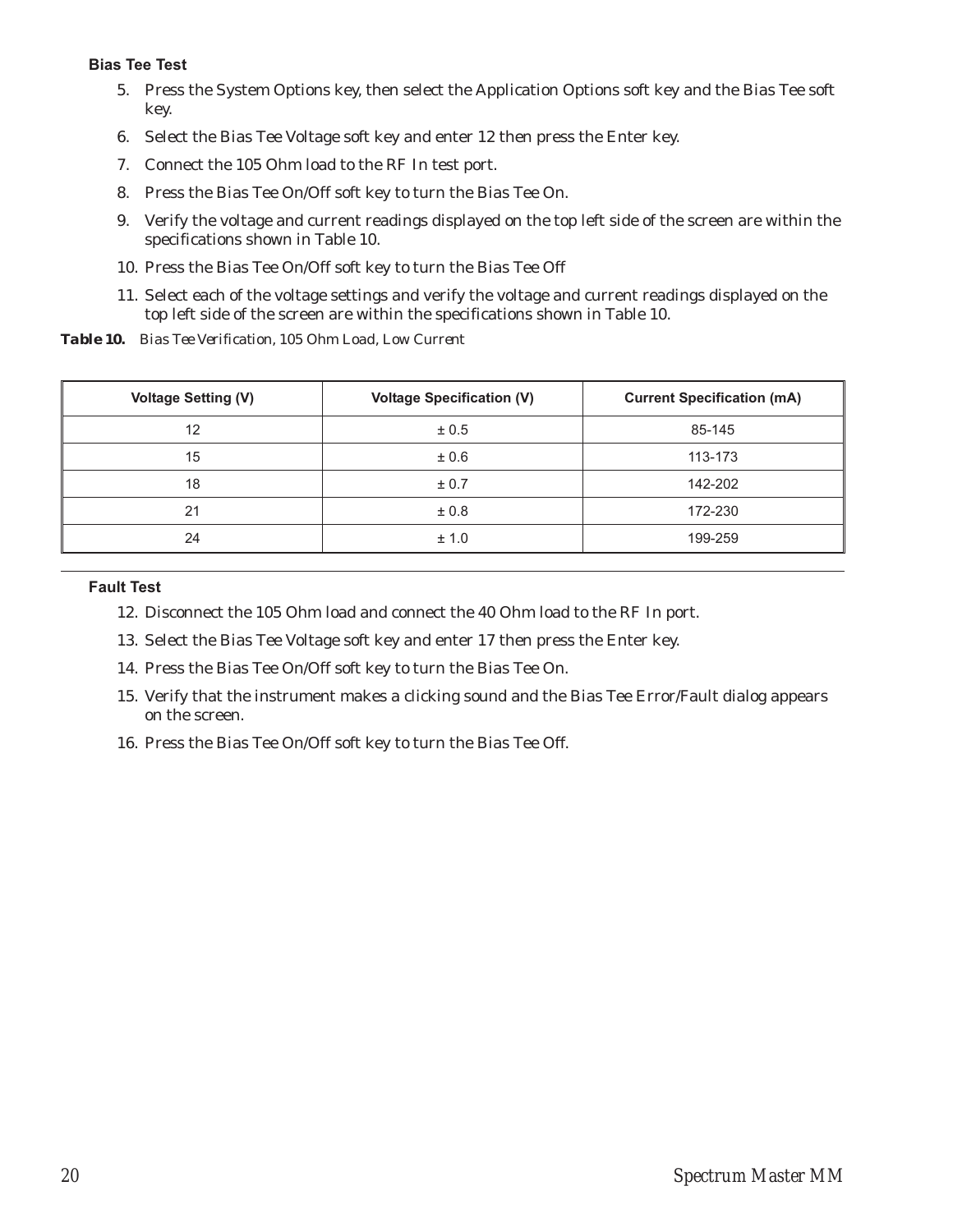### Bias Tee Test

5. Press the System Options key, then select the Application Options soft key and the Bias Tee soft key.
6. Select the Bias Tee Voltage soft key and enter 12 then press the Enter key.
7. Connect the 105 Ohm load to the RF In test port.
8. Press the Bias Tee On/Off soft key to turn the Bias Tee On.
9. Verify the voltage and current readings displayed on the top left side of the screen are within the specifications shown in Table 10.
10. Press the Bias Tee On/Off soft key to turn the Bias Tee Off
11. Select each of the voltage settings and verify the voltage and current readings displayed on the top left side of the screen are within the specifications shown in Table 10.

***Table 10.*** *Bias Tee Verification, 105 Ohm Load, Low Current*

| Voltage Setting (V) | Voltage Specification (V) | Current Specification (mA) |
|---|---|---|
| 12 | ± 0.5 | 85-145 |
| 15 | ± 0.6 | 113-173 |
| 18 | ± 0.7 | 142-202 |
| 21 | ± 0.8 | 172-230 |
| 24 | ± 1.0 | 199-259 |

### Fault Test

12. Disconnect the 105 Ohm load and connect the 40 Ohm load to the RF In port.
13. Select the Bias Tee Voltage soft key and enter 17 then press the Enter key.
14. Press the Bias Tee On/Off soft key to turn the Bias Tee On.
15. Verify that the instrument makes a clicking sound and the Bias Tee Error/Fault dialog appears on the screen.
16. Press the Bias Tee On/Off soft key to turn the Bias Tee Off.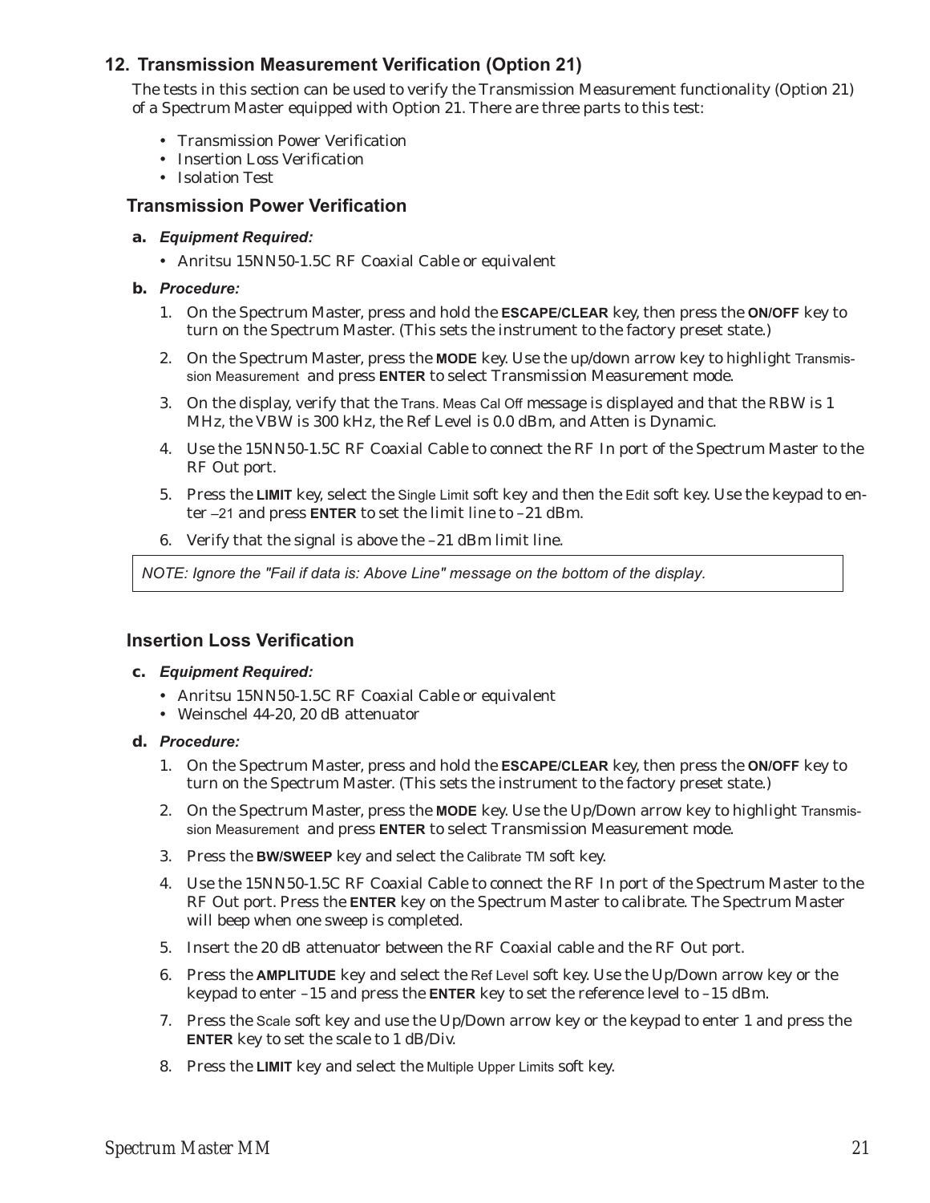## 12. Transmission Measurement Verification (Option 21)

The tests in this section can be used to verify the Transmission Measurement functionality (Option 21) of a Spectrum Master equipped with Option 21. There are three parts to this test:

- Transmission Power Verification
- Insertion Loss Verification
- Isolation Test

### Transmission Power Verification

**a. *Equipment Required:***

- Anritsu 15NN50-1.5C RF Coaxial Cable or equivalent

**b. *Procedure:***

1. On the Spectrum Master, press and hold the **ESCAPE/CLEAR** key, then press the **ON/OFF** key to turn on the Spectrum Master. (This sets the instrument to the factory preset state.)
2. On the Spectrum Master, press the **MODE** key. Use the up/down arrow key to highlight Transmission Measurement and press **ENTER** to select Transmission Measurement mode.
3. On the display, verify that the Trans. Meas Cal Off message is displayed and that the RBW is 1 MHz, the VBW is 300 kHz, the Ref Level is 0.0 dBm, and Atten is Dynamic.
4. Use the 15NN50-1.5C RF Coaxial Cable to connect the RF In port of the Spectrum Master to the RF Out port.
5. Press the **LIMIT** key, select the Single Limit soft key and then the Edit soft key. Use the keypad to enter –21 and press **ENTER** to set the limit line to –21 dBm.
6. Verify that the signal is above the –21 dBm limit line.

*NOTE: Ignore the "Fail if data is: Above Line" message on the bottom of the display.*

### Insertion Loss Verification

**c. *Equipment Required:***

- Anritsu 15NN50-1.5C RF Coaxial Cable or equivalent
- Weinschel 44-20, 20 dB attenuator

**d. *Procedure:***

1. On the Spectrum Master, press and hold the **ESCAPE/CLEAR** key, then press the **ON/OFF** key to turn on the Spectrum Master. (This sets the instrument to the factory preset state.)
2. On the Spectrum Master, press the **MODE** key. Use the Up/Down arrow key to highlight Transmission Measurement and press **ENTER** to select Transmission Measurement mode.
3. Press the **BW/SWEEP** key and select the Calibrate TM soft key.
4. Use the 15NN50-1.5C RF Coaxial Cable to connect the RF In port of the Spectrum Master to the RF Out port. Press the **ENTER** key on the Spectrum Master to calibrate. The Spectrum Master will beep when one sweep is completed.
5. Insert the 20 dB attenuator between the RF Coaxial cable and the RF Out port.
6. Press the **AMPLITUDE** key and select the Ref Level soft key. Use the Up/Down arrow key or the keypad to enter –15 and press the **ENTER** key to set the reference level to –15 dBm.
7. Press the Scale soft key and use the Up/Down arrow key or the keypad to enter 1 and press the **ENTER** key to set the scale to 1 dB/Div.
8. Press the **LIMIT** key and select the Multiple Upper Limits soft key.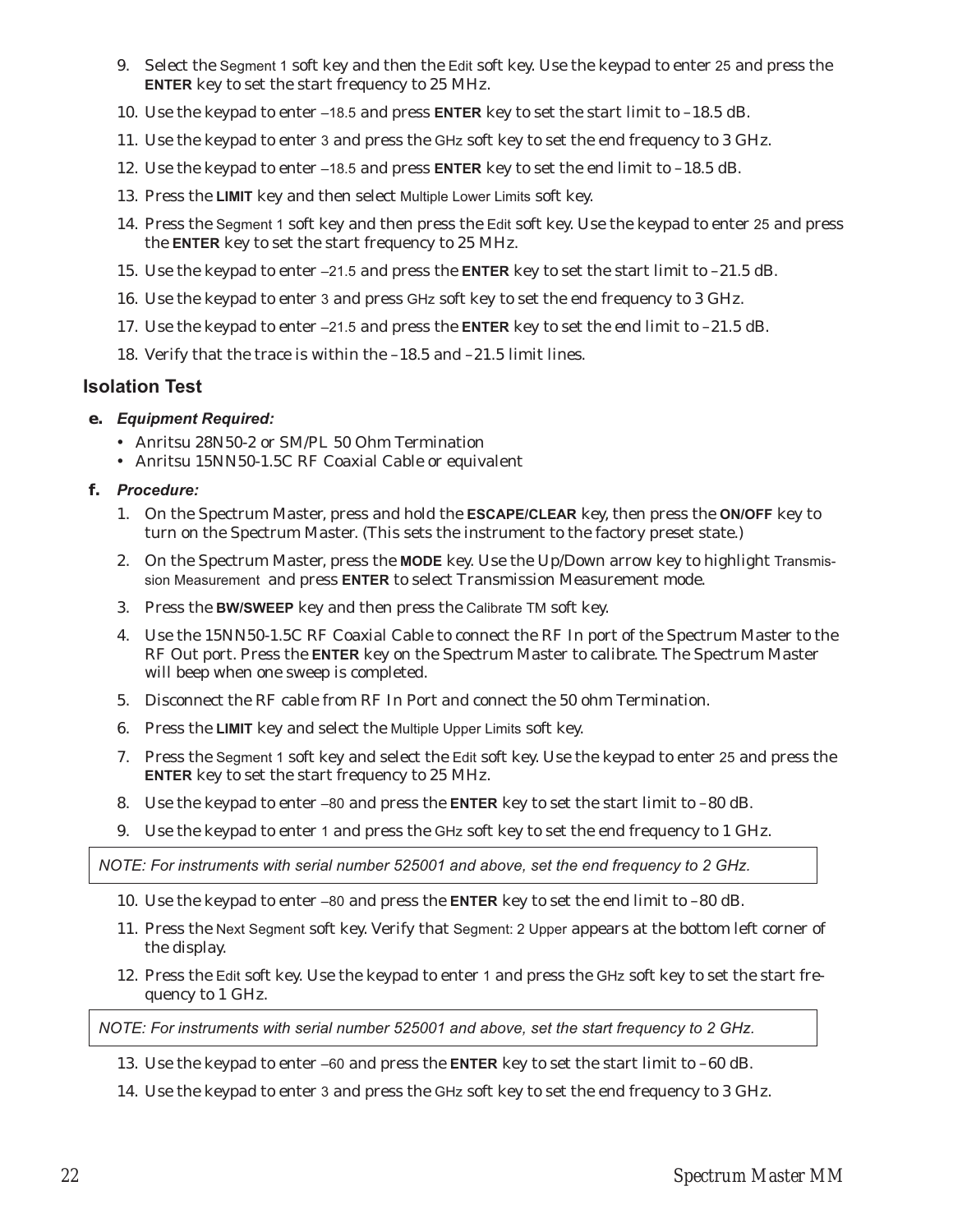9. Select the Segment 1 soft key and then the Edit soft key. Use the keypad to enter 25 and press the **ENTER** key to set the start frequency to 25 MHz.
10. Use the keypad to enter –18.5 and press **ENTER** key to set the start limit to –18.5 dB.
11. Use the keypad to enter 3 and press the GHz soft key to set the end frequency to 3 GHz.
12. Use the keypad to enter –18.5 and press **ENTER** key to set the end limit to –18.5 dB.
13. Press the **LIMIT** key and then select Multiple Lower Limits soft key.
14. Press the Segment 1 soft key and then press the Edit soft key. Use the keypad to enter 25 and press the **ENTER** key to set the start frequency to 25 MHz.
15. Use the keypad to enter –21.5 and press the **ENTER** key to set the start limit to –21.5 dB.
16. Use the keypad to enter 3 and press GHz soft key to set the end frequency to 3 GHz.
17. Use the keypad to enter –21.5 and press the **ENTER** key to set the end limit to –21.5 dB.
18. Verify that the trace is within the –18.5 and –21.5 limit lines.

## Isolation Test

**e.** ***Equipment Required:***

- Anritsu 28N50-2 or SM/PL 50 Ohm Termination
- Anritsu 15NN50-1.5C RF Coaxial Cable or equivalent

**f.** ***Procedure:***

1. On the Spectrum Master, press and hold the **ESCAPE/CLEAR** key, then press the **ON/OFF** key to turn on the Spectrum Master. (This sets the instrument to the factory preset state.)
2. On the Spectrum Master, press the **MODE** key. Use the Up/Down arrow key to highlight Transmission Measurement and press **ENTER** to select Transmission Measurement mode.
3. Press the **BW/SWEEP** key and then press the Calibrate TM soft key.
4. Use the 15NN50-1.5C RF Coaxial Cable to connect the RF In port of the Spectrum Master to the RF Out port. Press the **ENTER** key on the Spectrum Master to calibrate. The Spectrum Master will beep when one sweep is completed.
5. Disconnect the RF cable from RF In Port and connect the 50 ohm Termination.
6. Press the **LIMIT** key and select the Multiple Upper Limits soft key.
7. Press the Segment 1 soft key and select the Edit soft key. Use the keypad to enter 25 and press the **ENTER** key to set the start frequency to 25 MHz.
8. Use the keypad to enter –80 and press the **ENTER** key to set the start limit to –80 dB.
9. Use the keypad to enter 1 and press the GHz soft key to set the end frequency to 1 GHz.

*NOTE: For instruments with serial number 525001 and above, set the end frequency to 2 GHz.*

10. Use the keypad to enter –80 and press the **ENTER** key to set the end limit to –80 dB.
11. Press the Next Segment soft key. Verify that Segment: 2 Upper appears at the bottom left corner of the display.
12. Press the Edit soft key. Use the keypad to enter 1 and press the GHz soft key to set the start frequency to 1 GHz.

*NOTE: For instruments with serial number 525001 and above, set the start frequency to 2 GHz.*

13. Use the keypad to enter –60 and press the **ENTER** key to set the start limit to –60 dB.
14. Use the keypad to enter 3 and press the GHz soft key to set the end frequency to 3 GHz.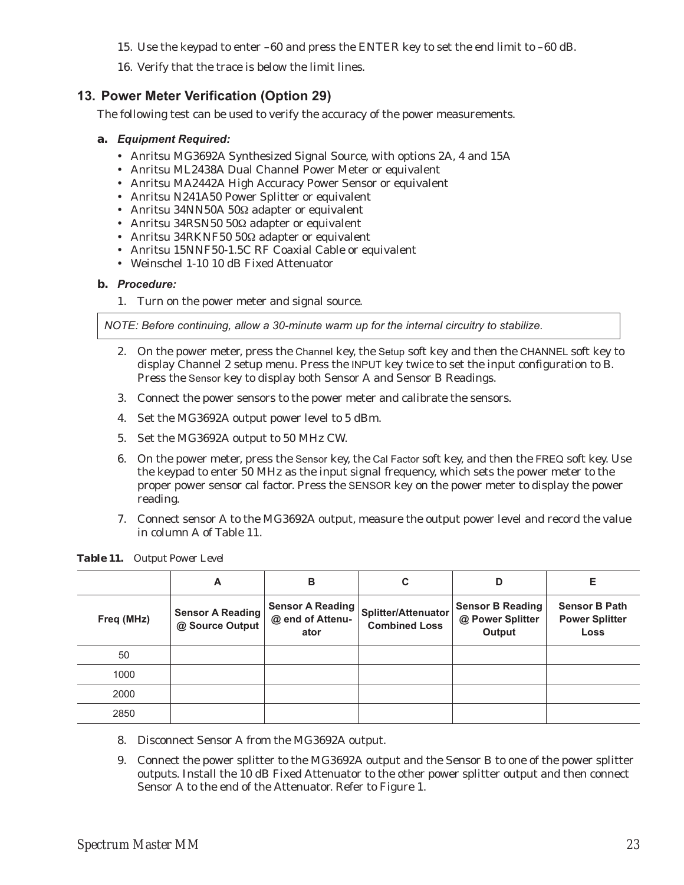15. Use the keypad to enter –60 and press the ENTER key to set the end limit to –60 dB.
16. Verify that the trace is below the limit lines.

## 13. Power Meter Verification (Option 29)

The following test can be used to verify the accuracy of the power measurements.

### a. *Equipment Required:*

- Anritsu MG3692A Synthesized Signal Source, with options 2A, 4 and 15A
- Anritsu ML2438A Dual Channel Power Meter or equivalent
- Anritsu MA2442A High Accuracy Power Sensor or equivalent
- Anritsu N241A50 Power Splitter or equivalent
- Anritsu 34NN50A 50Ω adapter or equivalent
- Anritsu 34RSN50 50Ω adapter or equivalent
- Anritsu 34RKNF50 50Ω adapter or equivalent
- Anritsu 15NNF50-1.5C RF Coaxial Cable or equivalent
- Weinschel 1-10 10 dB Fixed Attenuator

### b. *Procedure:*

1. Turn on the power meter and signal source.

*NOTE: Before continuing, allow a 30-minute warm up for the internal circuitry to stabilize.*

2. On the power meter, press the Channel key, the Setup soft key and then the CHANNEL soft key to display Channel 2 setup menu. Press the INPUT key twice to set the input configuration to B. Press the Sensor key to display both Sensor A and Sensor B Readings.
3. Connect the power sensors to the power meter and calibrate the sensors.
4. Set the MG3692A output power level to 5 dBm.
5. Set the MG3692A output to 50 MHz CW.
6. On the power meter, press the Sensor key, the Cal Factor soft key, and then the FREQ soft key. Use the keypad to enter 50 MHz as the input signal frequency, which sets the power meter to the proper power sensor cal factor. Press the SENSOR key on the power meter to display the power reading.
7. Connect sensor A to the MG3692A output, measure the output power level and record the value in column A of Table 11.

**Table 11.** *Output Power Level*

| | A | B | C | D | E |
|---|---|---|---|---|---|
| **Freq (MHz)** | **Sensor A Reading @ Source Output** | **Sensor A Reading @ end of Attenuator** | **Splitter/Attenuator Combined Loss** | **Sensor B Reading @ Power Splitter Output** | **Sensor B Path Power Splitter Loss** |
| 50 | | | | | |
| 1000 | | | | | |
| 2000 | | | | | |
| 2850 | | | | | |

8. Disconnect Sensor A from the MG3692A output.
9. Connect the power splitter to the MG3692A output and the Sensor B to one of the power splitter outputs. Install the 10 dB Fixed Attenuator to the other power splitter output and then connect Sensor A to the end of the Attenuator. Refer to Figure 1.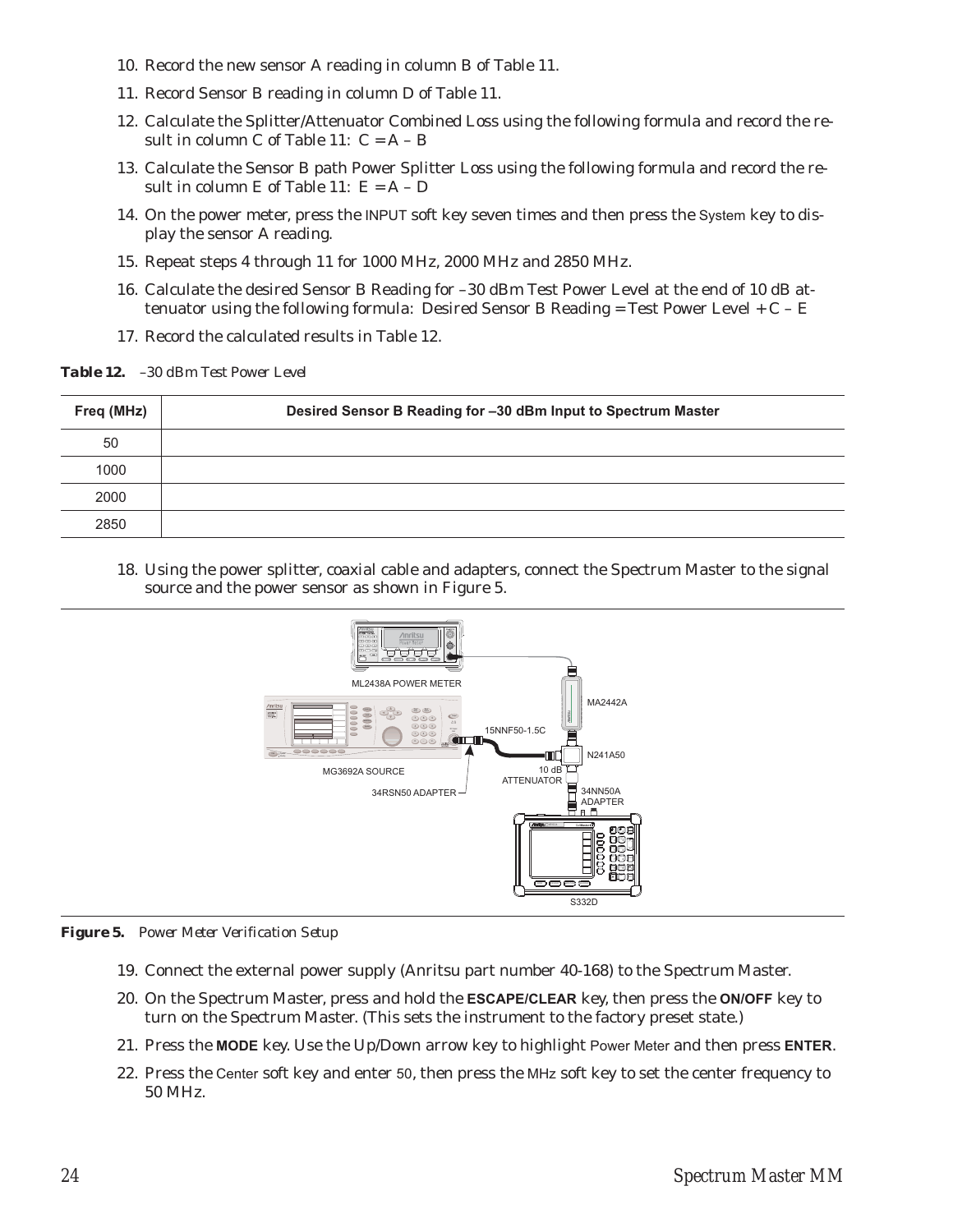10. Record the new sensor A reading in column B of Table 11.
11. Record Sensor B reading in column D of Table 11.
12. Calculate the Splitter/Attenuator Combined Loss using the following formula and record the result in column C of Table 11: C = A – B
13. Calculate the Sensor B path Power Splitter Loss using the following formula and record the result in column E of Table 11: E = A – D
14. On the power meter, press the INPUT soft key seven times and then press the System key to display the sensor A reading.
15. Repeat steps 4 through 11 for 1000 MHz, 2000 MHz and 2850 MHz.
16. Calculate the desired Sensor B Reading for –30 dBm Test Power Level at the end of 10 dB attenuator using the following formula: Desired Sensor B Reading = Test Power Level + C – E
17. Record the calculated results in Table 12.

***Table 12.*** *–30 dBm Test Power Level*

| Freq (MHz) | Desired Sensor B Reading for –30 dBm Input to Spectrum Master |
|---|---|
| 50 | |
| 1000 | |
| 2000 | |
| 2850 | |

18. Using the power splitter, coaxial cable and adapters, connect the Spectrum Master to the signal source and the power sensor as shown in Figure 5.

ML2438A POWER METER

MA2442A

15NNF50-1.5C

N241A50

MG3692A SOURCE

10 dB ATTENUATOR

34RSN50 ADAPTER

34NN50A ADAPTER

S332D

***Figure 5.*** *Power Meter Verification Setup*

19. Connect the external power supply (Anritsu part number 40-168) to the Spectrum Master.
20. On the Spectrum Master, press and hold the **ESCAPE/CLEAR** key, then press the **ON/OFF** key to turn on the Spectrum Master. (This sets the instrument to the factory preset state.)
21. Press the **MODE** key. Use the Up/Down arrow key to highlight Power Meter and then press **ENTER**.
22. Press the Center soft key and enter 50, then press the MHz soft key to set the center frequency to 50 MHz.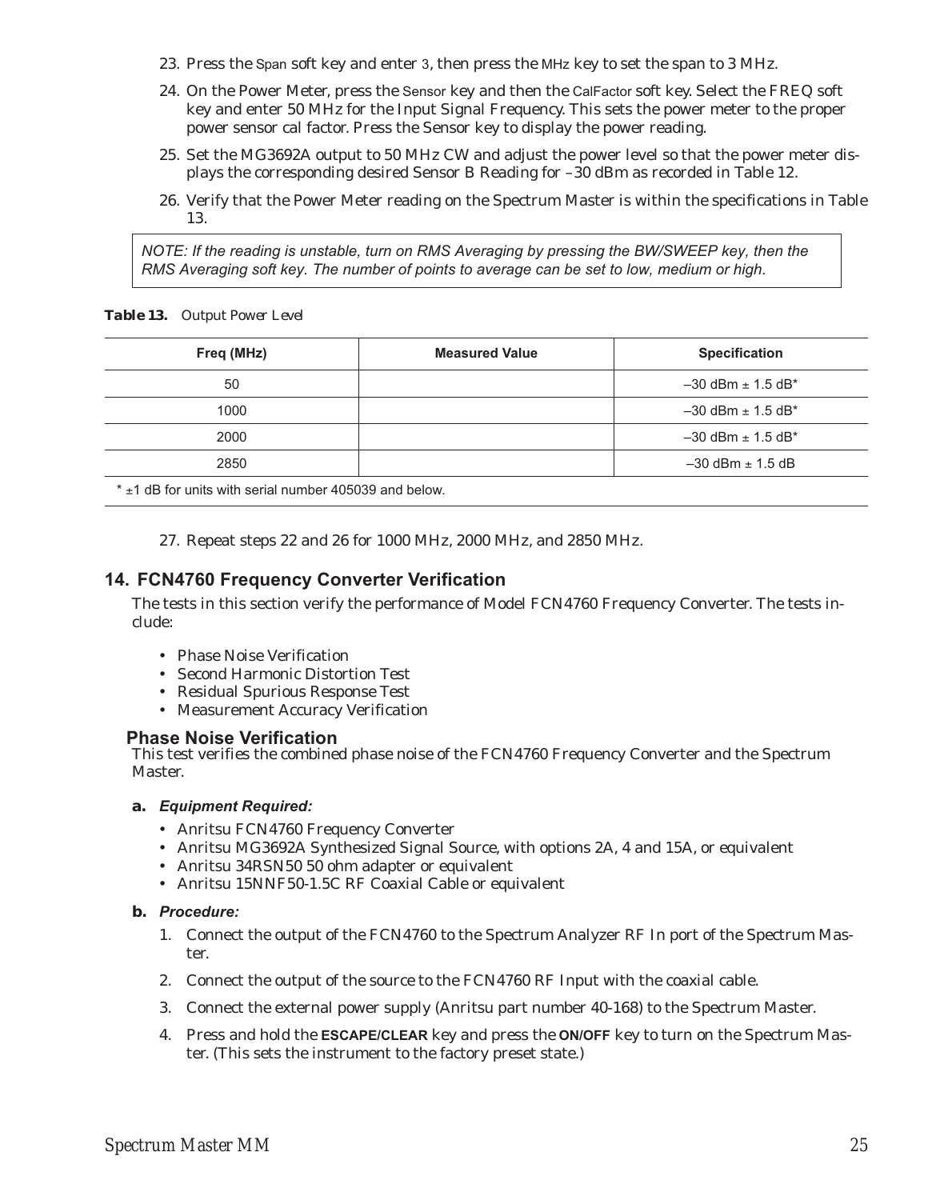23. Press the Span soft key and enter 3, then press the MHz key to set the span to 3 MHz.
24. On the Power Meter, press the Sensor key and then the CalFactor soft key. Select the FREQ soft key and enter 50 MHz for the Input Signal Frequency. This sets the power meter to the proper power sensor cal factor. Press the Sensor key to display the power reading.
25. Set the MG3692A output to 50 MHz CW and adjust the power level so that the power meter displays the corresponding desired Sensor B Reading for –30 dBm as recorded in Table 12.
26. Verify that the Power Meter reading on the Spectrum Master is within the specifications in Table 13.

> *NOTE: If the reading is unstable, turn on RMS Averaging by pressing the BW/SWEEP key, then the RMS Averaging soft key. The number of points to average can be set to low, medium or high.*

**Table 13.** *Output Power Level*

| Freq (MHz) | Measured Value | Specification |
|---|---|---|
| 50 | | –30 dBm ± 1.5 dB* |
| 1000 | | –30 dBm ± 1.5 dB* |
| 2000 | | –30 dBm ± 1.5 dB* |
| 2850 | | –30 dBm ± 1.5 dB |

\* ±1 dB for units with serial number 405039 and below.

27. Repeat steps 22 and 26 for 1000 MHz, 2000 MHz, and 2850 MHz.

## 14. FCN4760 Frequency Converter Verification

The tests in this section verify the performance of Model FCN4760 Frequency Converter. The tests include:

- Phase Noise Verification
- Second Harmonic Distortion Test
- Residual Spurious Response Test
- Measurement Accuracy Verification

### Phase Noise Verification

This test verifies the combined phase noise of the FCN4760 Frequency Converter and the Spectrum Master.

**a.** ***Equipment Required:***

- Anritsu FCN4760 Frequency Converter
- Anritsu MG3692A Synthesized Signal Source, with options 2A, 4 and 15A, or equivalent
- Anritsu 34RSN50 50 ohm adapter or equivalent
- Anritsu 15NNF50-1.5C RF Coaxial Cable or equivalent

**b.** ***Procedure:***

1. Connect the output of the FCN4760 to the Spectrum Analyzer RF In port of the Spectrum Master.
2. Connect the output of the source to the FCN4760 RF Input with the coaxial cable.
3. Connect the external power supply (Anritsu part number 40-168) to the Spectrum Master.
4. Press and hold the **ESCAPE/CLEAR** key and press the **ON/OFF** key to turn on the Spectrum Master. (This sets the instrument to the factory preset state.)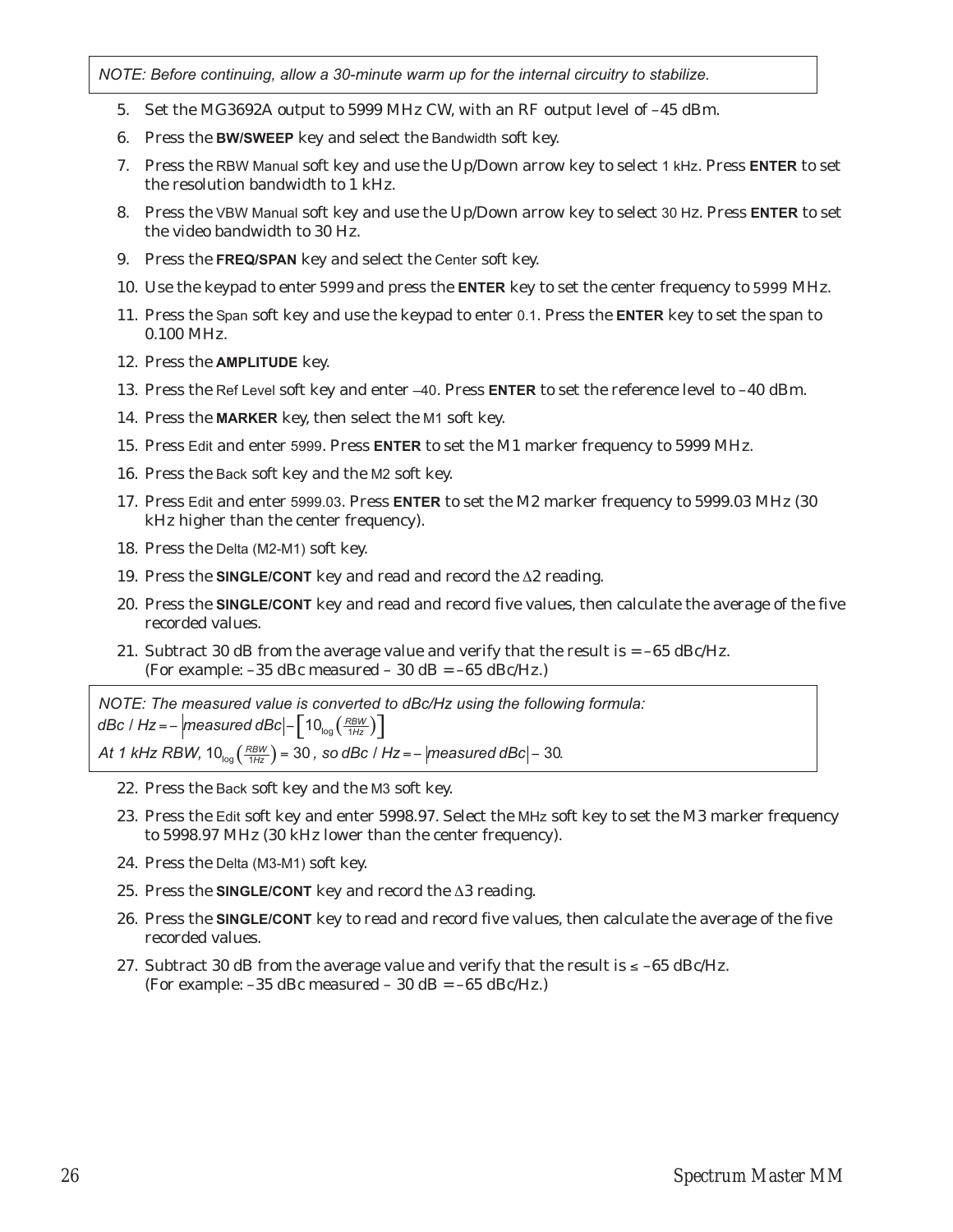*NOTE: Before continuing, allow a 30-minute warm up for the internal circuitry to stabilize.*

5. Set the MG3692A output to 5999 MHz CW, with an RF output level of –45 dBm.
6. Press the **BW/SWEEP** key and select the Bandwidth soft key.
7. Press the RBW Manual soft key and use the Up/Down arrow key to select 1 kHz. Press **ENTER** to set the resolution bandwidth to 1 kHz.
8. Press the VBW Manual soft key and use the Up/Down arrow key to select 30 Hz. Press **ENTER** to set the video bandwidth to 30 Hz.
9. Press the **FREQ/SPAN** key and select the Center soft key.
10. Use the keypad to enter 5999 and press the **ENTER** key to set the center frequency to 5999 MHz.
11. Press the Span soft key and use the keypad to enter 0.1. Press the **ENTER** key to set the span to 0.100 MHz.
12. Press the **AMPLITUDE** key.
13. Press the Ref Level soft key and enter –40. Press **ENTER** to set the reference level to –40 dBm.
14. Press the **MARKER** key, then select the M1 soft key.
15. Press Edit and enter 5999. Press **ENTER** to set the M1 marker frequency to 5999 MHz.
16. Press the Back soft key and the M2 soft key.
17. Press Edit and enter 5999.03. Press **ENTER** to set the M2 marker frequency to 5999.03 MHz (30 kHz higher than the center frequency).
18. Press the Delta (M2-M1) soft key.
19. Press the **SINGLE/CONT** key and read and record the $\Delta 2$ reading.
20. Press the **SINGLE/CONT** key and read and record five values, then calculate the average of the five recorded values.
21. Subtract 30 dB from the average value and verify that the result is = –65 dBc/Hz.
    (For example: –35 dBc measured – 30 dB = –65 dBc/Hz.)

*NOTE: The measured value is converted to dBc/Hz using the following formula:*
$dBc / Hz = -\left|measured\ dBc\right| - \left[10_{\log}\left(\frac{RBW}{1Hz}\right)\right]$
*At 1 kHz RBW,* $10_{\log}\left(\frac{RBW}{1Hz}\right) = 30$ *, so* $dBc / Hz = -\left|measured\ dBc\right| - 30$.

22. Press the Back soft key and the M3 soft key.
23. Press the Edit soft key and enter 5998.97. Select the MHz soft key to set the M3 marker frequency to 5998.97 MHz (30 kHz lower than the center frequency).
24. Press the Delta (M3-M1) soft key.
25. Press the **SINGLE/CONT** key and record the $\Delta 3$ reading.
26. Press the **SINGLE/CONT** key to read and record five values, then calculate the average of the five recorded values.
27. Subtract 30 dB from the average value and verify that the result is ≤ –65 dBc/Hz.
    (For example: –35 dBc measured – 30 dB = –65 dBc/Hz.)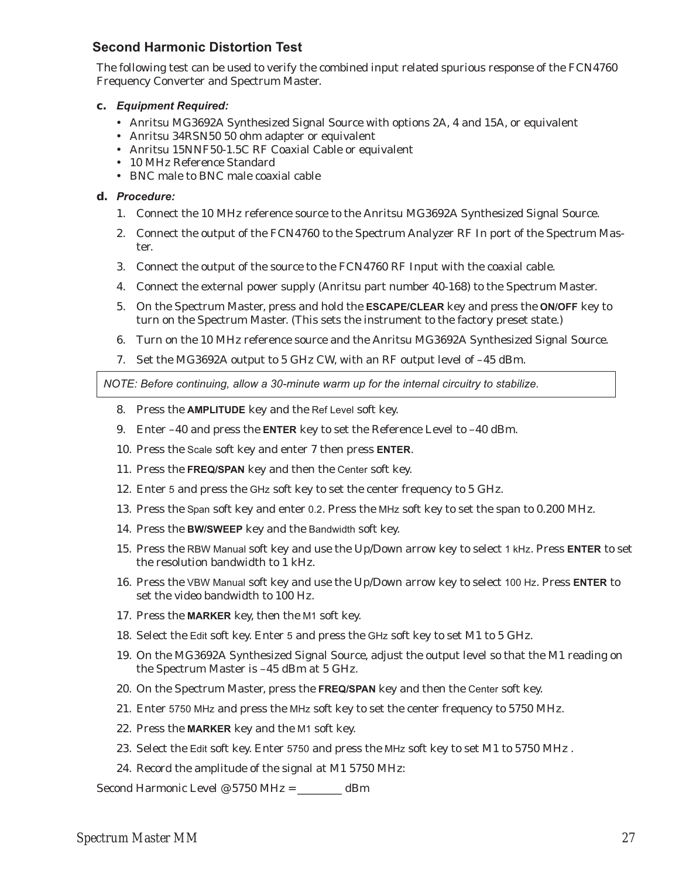## Second Harmonic Distortion Test

The following test can be used to verify the combined input related spurious response of the FCN4760 Frequency Converter and Spectrum Master.

**c.** ***Equipment Required:***

- Anritsu MG3692A Synthesized Signal Source with options 2A, 4 and 15A, or equivalent
- Anritsu 34RSN50 50 ohm adapter or equivalent
- Anritsu 15NNF50-1.5C RF Coaxial Cable or equivalent
- 10 MHz Reference Standard
- BNC male to BNC male coaxial cable

**d.** ***Procedure:***

1. Connect the 10 MHz reference source to the Anritsu MG3692A Synthesized Signal Source.
2. Connect the output of the FCN4760 to the Spectrum Analyzer RF In port of the Spectrum Master.
3. Connect the output of the source to the FCN4760 RF Input with the coaxial cable.
4. Connect the external power supply (Anritsu part number 40-168) to the Spectrum Master.
5. On the Spectrum Master, press and hold the **ESCAPE/CLEAR** key and press the **ON/OFF** key to turn on the Spectrum Master. (This sets the instrument to the factory preset state.)
6. Turn on the 10 MHz reference source and the Anritsu MG3692A Synthesized Signal Source.
7. Set the MG3692A output to 5 GHz CW, with an RF output level of –45 dBm.

*NOTE: Before continuing, allow a 30-minute warm up for the internal circuitry to stabilize.*

8. Press the **AMPLITUDE** key and the Ref Level soft key.
9. Enter –40 and press the **ENTER** key to set the Reference Level to –40 dBm.
10. Press the Scale soft key and enter 7 then press **ENTER**.
11. Press the **FREQ/SPAN** key and then the Center soft key.
12. Enter 5 and press the GHz soft key to set the center frequency to 5 GHz.
13. Press the Span soft key and enter 0.2. Press the MHz soft key to set the span to 0.200 MHz.
14. Press the **BW/SWEEP** key and the Bandwidth soft key.
15. Press the RBW Manual soft key and use the Up/Down arrow key to select 1 kHz. Press **ENTER** to set the resolution bandwidth to 1 kHz.
16. Press the VBW Manual soft key and use the Up/Down arrow key to select 100 Hz. Press **ENTER** to set the video bandwidth to 100 Hz.
17. Press the **MARKER** key, then the M1 soft key.
18. Select the Edit soft key. Enter 5 and press the GHz soft key to set M1 to 5 GHz.
19. On the MG3692A Synthesized Signal Source, adjust the output level so that the M1 reading on the Spectrum Master is –45 dBm at 5 GHz.
20. On the Spectrum Master, press the **FREQ/SPAN** key and then the Center soft key.
21. Enter 5750 MHz and press the MHz soft key to set the center frequency to 5750 MHz.
22. Press the **MARKER** key and the M1 soft key.
23. Select the Edit soft key. Enter 5750 and press the MHz soft key to set M1 to 5750 MHz .
24. Record the amplitude of the signal at M1 5750 MHz:

Second Harmonic Level @5750 MHz = ________ dBm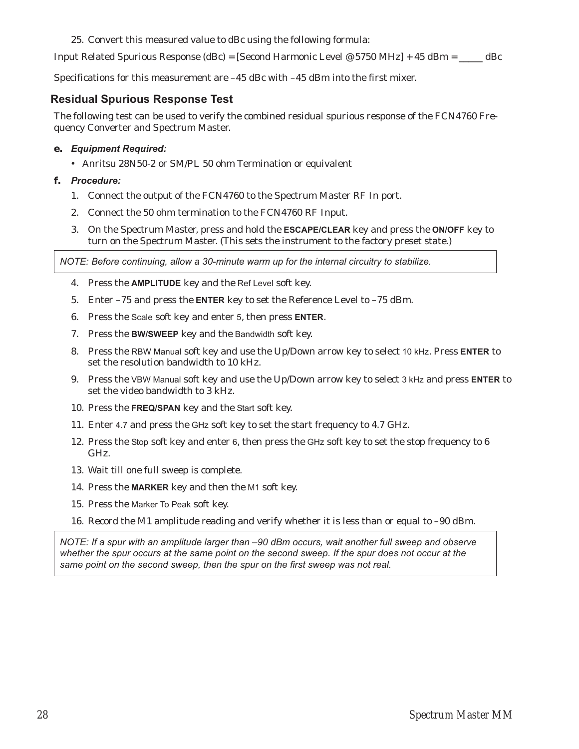25. Convert this measured value to dBc using the following formula:

Input Related Spurious Response (dBc) = [Second Harmonic Level @ 5750 MHz] + 45 dBm = _____ dBc

Specifications for this measurement are –45 dBc with –45 dBm into the first mixer.

## Residual Spurious Response Test

The following test can be used to verify the combined residual spurious response of the FCN4760 Frequency Converter and Spectrum Master.

**e.** ***Equipment Required:***

- Anritsu 28N50-2 or SM/PL 50 ohm Termination or equivalent

**f.** ***Procedure:***

1. Connect the output of the FCN4760 to the Spectrum Master RF In port.
2. Connect the 50 ohm termination to the FCN4760 RF Input.
3. On the Spectrum Master, press and hold the **ESCAPE/CLEAR** key and press the **ON/OFF** key to turn on the Spectrum Master. (This sets the instrument to the factory preset state.)

*NOTE: Before continuing, allow a 30-minute warm up for the internal circuitry to stabilize.*

4. Press the **AMPLITUDE** key and the Ref Level soft key.
5. Enter –75 and press the **ENTER** key to set the Reference Level to –75 dBm.
6. Press the Scale soft key and enter 5, then press **ENTER**.
7. Press the **BW/SWEEP** key and the Bandwidth soft key.
8. Press the RBW Manual soft key and use the Up/Down arrow key to select 10 kHz. Press **ENTER** to set the resolution bandwidth to 10 kHz.
9. Press the VBW Manual soft key and use the Up/Down arrow key to select 3 kHz and press **ENTER** to set the video bandwidth to 3 kHz.
10. Press the **FREQ/SPAN** key and the Start soft key.
11. Enter 4.7 and press the GHz soft key to set the start frequency to 4.7 GHz.
12. Press the Stop soft key and enter 6, then press the GHz soft key to set the stop frequency to 6 GHz.
13. Wait till one full sweep is complete.
14. Press the **MARKER** key and then the M1 soft key.
15. Press the Marker To Peak soft key.
16. Record the M1 amplitude reading and verify whether it is less than or equal to –90 dBm.

*NOTE: If a spur with an amplitude larger than –90 dBm occurs, wait another full sweep and observe whether the spur occurs at the same point on the second sweep. If the spur does not occur at the same point on the second sweep, then the spur on the first sweep was not real.*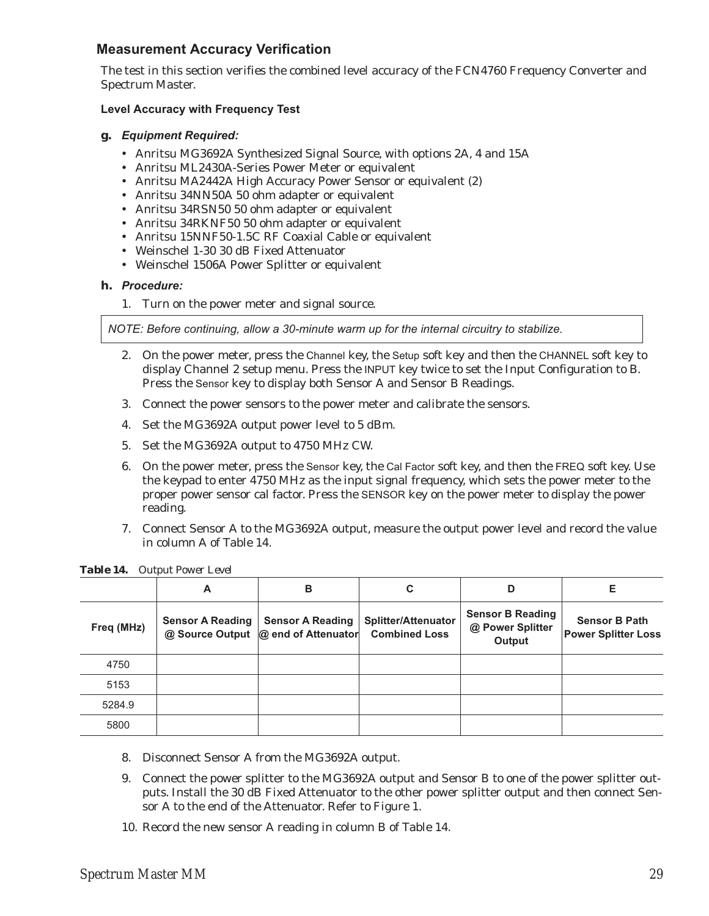## Measurement Accuracy Verification

The test in this section verifies the combined level accuracy of the FCN4760 Frequency Converter and Spectrum Master.

### Level Accuracy with Frequency Test

**g.** ***Equipment Required:***

- Anritsu MG3692A Synthesized Signal Source, with options 2A, 4 and 15A
- Anritsu ML2430A-Series Power Meter or equivalent
- Anritsu MA2442A High Accuracy Power Sensor or equivalent (2)
- Anritsu 34NN50A 50 ohm adapter or equivalent
- Anritsu 34RSN50 50 ohm adapter or equivalent
- Anritsu 34RKNF50 50 ohm adapter or equivalent
- Anritsu 15NNF50-1.5C RF Coaxial Cable or equivalent
- Weinschel 1-30 30 dB Fixed Attenuator
- Weinschel 1506A Power Splitter or equivalent

**h.** ***Procedure:***

1. Turn on the power meter and signal source.

*NOTE: Before continuing, allow a 30-minute warm up for the internal circuitry to stabilize.*

2. On the power meter, press the Channel key, the Setup soft key and then the CHANNEL soft key to display Channel 2 setup menu. Press the INPUT key twice to set the Input Configuration to B. Press the Sensor key to display both Sensor A and Sensor B Readings.
3. Connect the power sensors to the power meter and calibrate the sensors.
4. Set the MG3692A output power level to 5 dBm.
5. Set the MG3692A output to 4750 MHz CW.
6. On the power meter, press the Sensor key, the Cal Factor soft key, and then the FREQ soft key. Use the keypad to enter 4750 MHz as the input signal frequency, which sets the power meter to the proper power sensor cal factor. Press the SENSOR key on the power meter to display the power reading.
7. Connect Sensor A to the MG3692A output, measure the output power level and record the value in column A of Table 14.

***Table 14.*** *Output Power Level*

| | A | B | C | D | E |
|---|---|---|---|---|---|
| **Freq (MHz)** | **Sensor A Reading @ Source Output** | **Sensor A Reading @ end of Attenuator** | **Splitter/Attenuator Combined Loss** | **Sensor B Reading @ Power Splitter Output** | **Sensor B Path Power Splitter Loss** |
| 4750 | | | | | |
| 5153 | | | | | |
| 5284.9 | | | | | |
| 5800 | | | | | |

8. Disconnect Sensor A from the MG3692A output.
9. Connect the power splitter to the MG3692A output and Sensor B to one of the power splitter outputs. Install the 30 dB Fixed Attenuator to the other power splitter output and then connect Sensor A to the end of the Attenuator. Refer to Figure 1.
10. Record the new sensor A reading in column B of Table 14.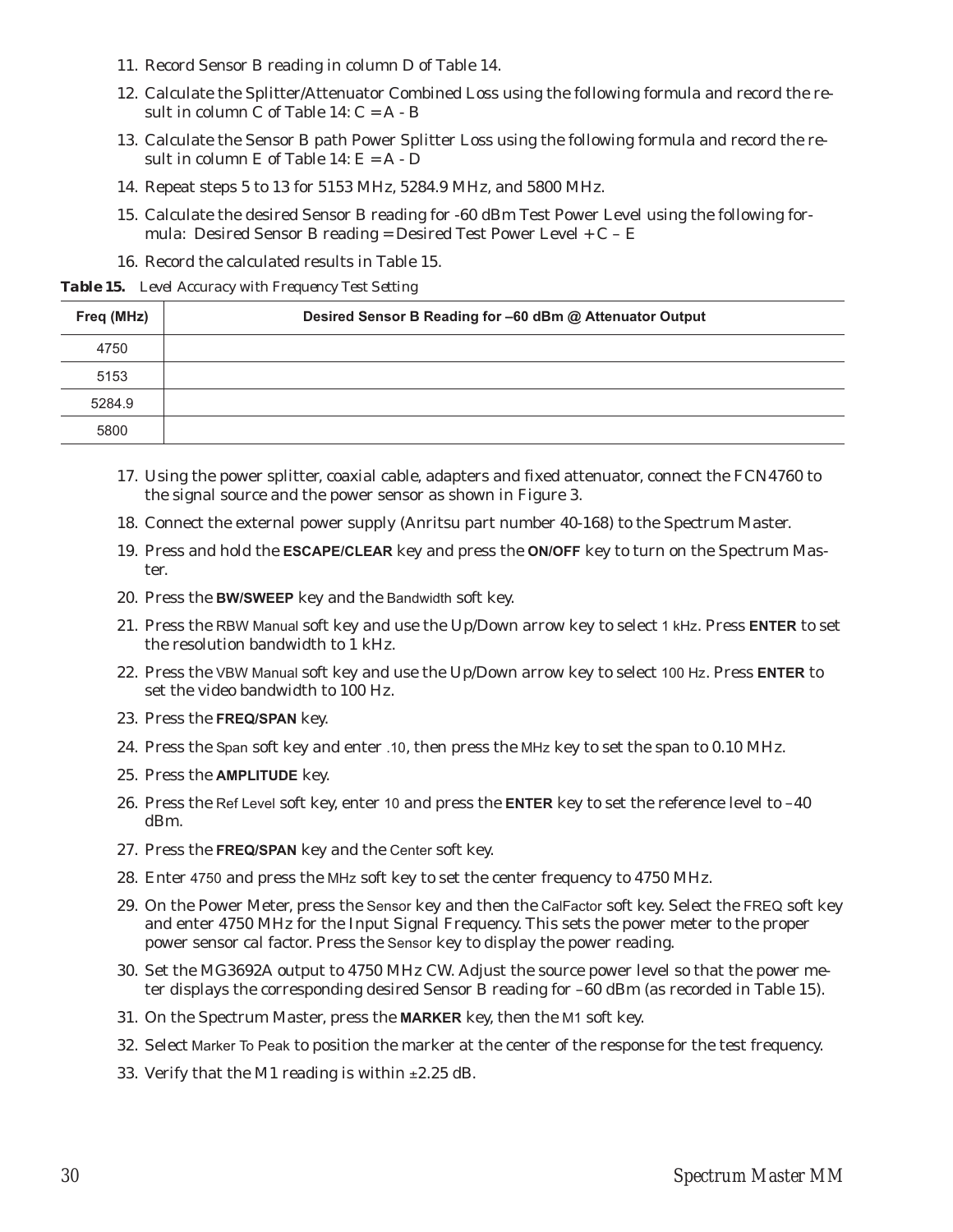11. Record Sensor B reading in column D of Table 14.
12. Calculate the Splitter/Attenuator Combined Loss using the following formula and record the result in column C of Table 14: C = A - B
13. Calculate the Sensor B path Power Splitter Loss using the following formula and record the result in column E of Table 14: E = A - D
14. Repeat steps 5 to 13 for 5153 MHz, 5284.9 MHz, and 5800 MHz.
15. Calculate the desired Sensor B reading for -60 dBm Test Power Level using the following formula: Desired Sensor B reading = Desired Test Power Level + C – E
16. Record the calculated results in Table 15.

***Table 15.*** *Level Accuracy with Frequency Test Setting*

| Freq (MHz) | Desired Sensor B Reading for –60 dBm @ Attenuator Output |
|---|---|
| 4750 | |
| 5153 | |
| 5284.9 | |
| 5800 | |

17. Using the power splitter, coaxial cable, adapters and fixed attenuator, connect the FCN4760 to the signal source and the power sensor as shown in Figure 3.
18. Connect the external power supply (Anritsu part number 40-168) to the Spectrum Master.
19. Press and hold the **ESCAPE/CLEAR** key and press the **ON/OFF** key to turn on the Spectrum Master.
20. Press the **BW/SWEEP** key and the Bandwidth soft key.
21. Press the RBW Manual soft key and use the Up/Down arrow key to select 1 kHz. Press **ENTER** to set the resolution bandwidth to 1 kHz.
22. Press the VBW Manual soft key and use the Up/Down arrow key to select 100 Hz. Press **ENTER** to set the video bandwidth to 100 Hz.
23. Press the **FREQ/SPAN** key.
24. Press the Span soft key and enter .10, then press the MHz key to set the span to 0.10 MHz.
25. Press the **AMPLITUDE** key.
26. Press the Ref Level soft key, enter 10 and press the **ENTER** key to set the reference level to –40 dBm.
27. Press the **FREQ/SPAN** key and the Center soft key.
28. Enter 4750 and press the MHz soft key to set the center frequency to 4750 MHz.
29. On the Power Meter, press the Sensor key and then the CalFactor soft key. Select the FREQ soft key and enter 4750 MHz for the Input Signal Frequency. This sets the power meter to the proper power sensor cal factor. Press the Sensor key to display the power reading.
30. Set the MG3692A output to 4750 MHz CW. Adjust the source power level so that the power meter displays the corresponding desired Sensor B reading for –60 dBm (as recorded in Table 15).
31. On the Spectrum Master, press the **MARKER** key, then the M1 soft key.
32. Select Marker To Peak to position the marker at the center of the response for the test frequency.
33. Verify that the M1 reading is within ±2.25 dB.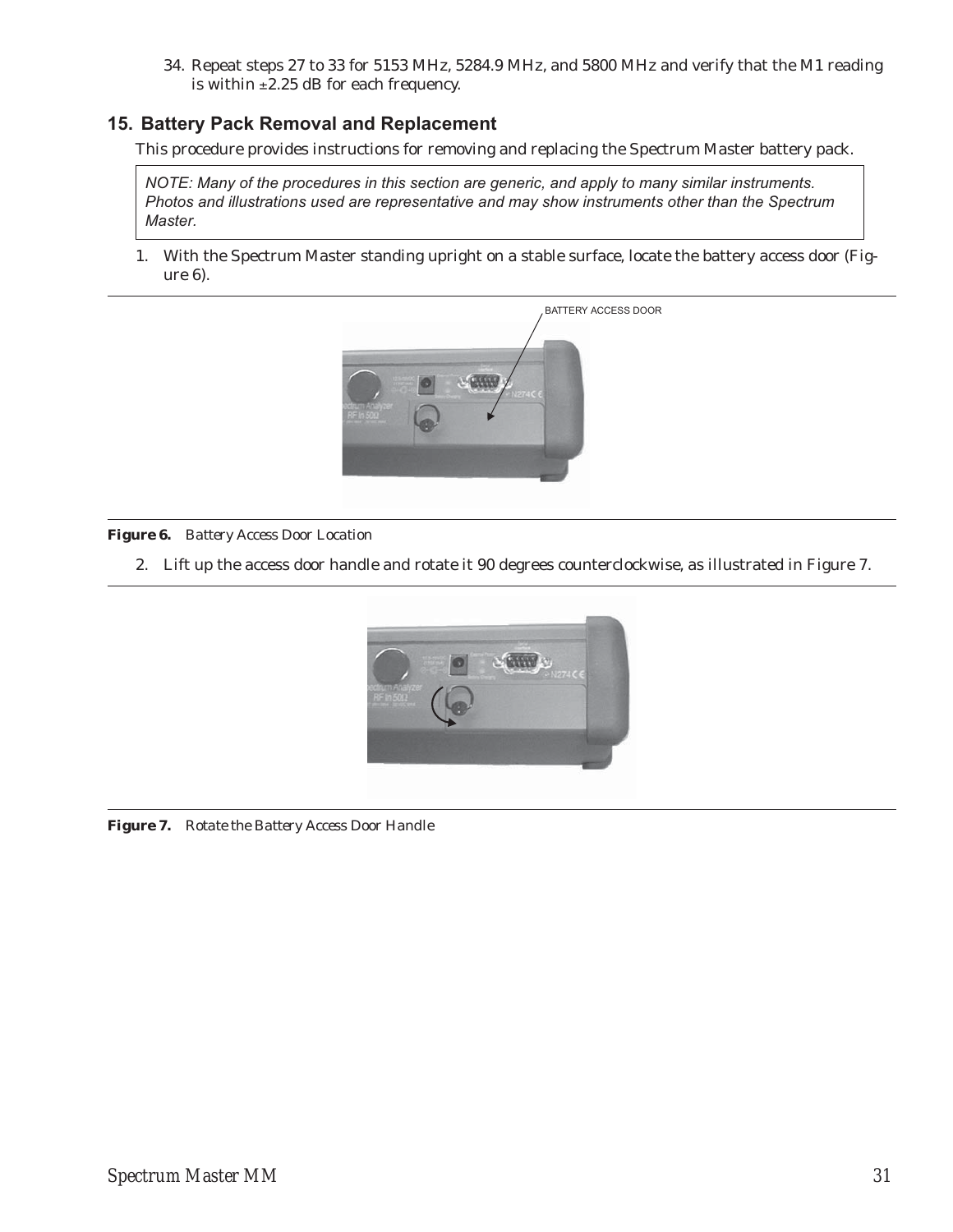34. Repeat steps 27 to 33 for 5153 MHz, 5284.9 MHz, and 5800 MHz and verify that the M1 reading is within ±2.25 dB for each frequency.

## 15. Battery Pack Removal and Replacement

This procedure provides instructions for removing and replacing the Spectrum Master battery pack.

> *NOTE: Many of the procedures in this section are generic, and apply to many similar instruments. Photos and illustrations used are representative and may show instruments other than the Spectrum Master.*

1. With the Spectrum Master standing upright on a stable surface, locate the battery access door (Figure 6).

**Figure 6.** *Battery Access Door Location*

2. Lift up the access door handle and rotate it 90 degrees counterclockwise, as illustrated in Figure 7.

**Figure 7.** *Rotate the Battery Access Door Handle*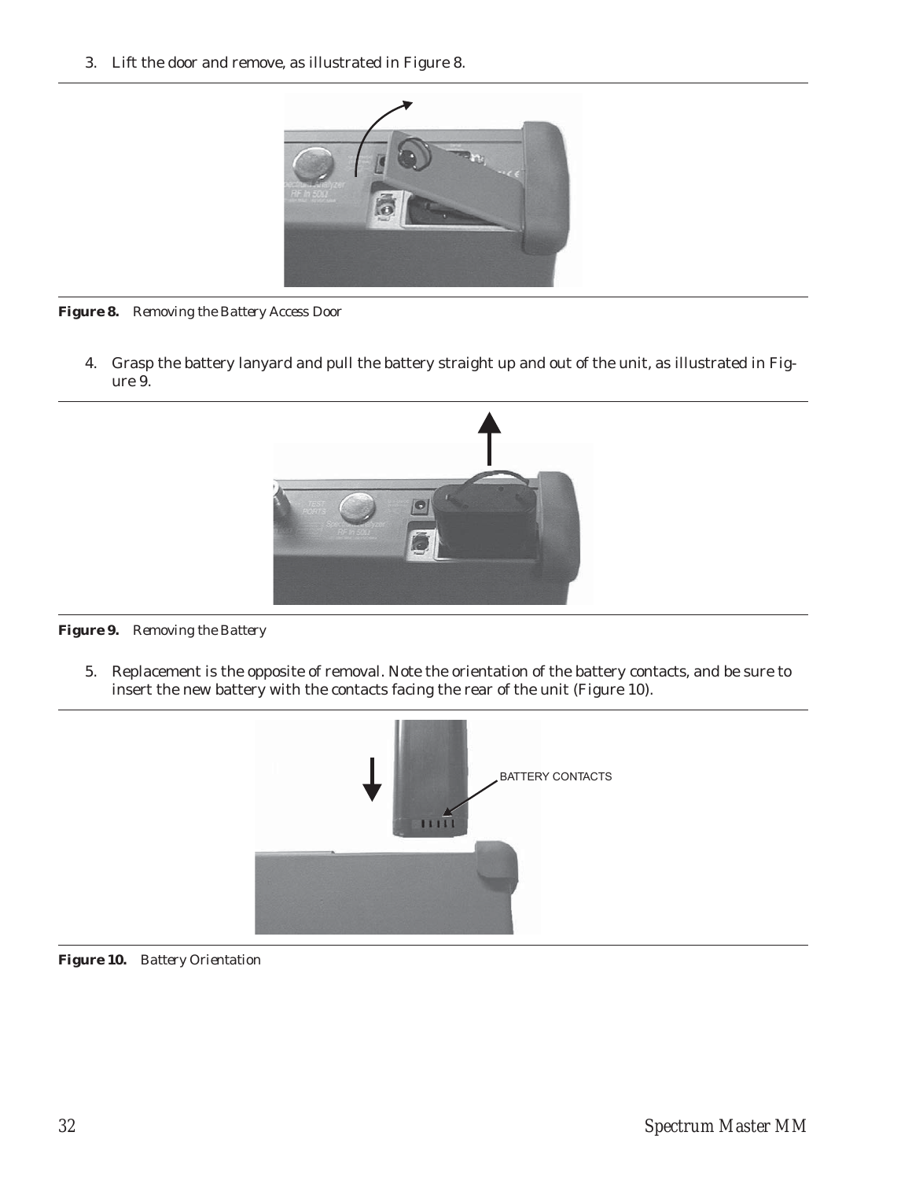3. Lift the door and remove, as illustrated in Figure 8.

**Figure 8.** *Removing the Battery Access Door*

4. Grasp the battery lanyard and pull the battery straight up and out of the unit, as illustrated in Figure 9.

**Figure 9.** *Removing the Battery*

5. Replacement is the opposite of removal. Note the orientation of the battery contacts, and be sure to insert the new battery with the contacts facing the rear of the unit (Figure 10).

**Figure 10.** *Battery Orientation*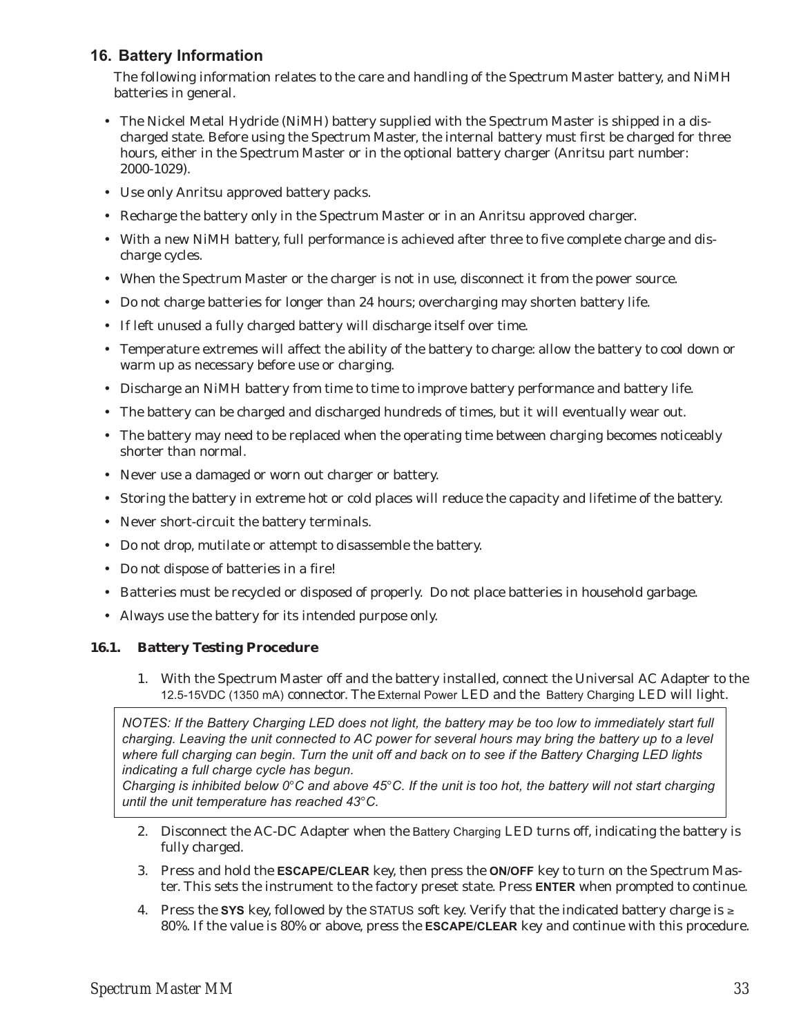## 16. Battery Information

The following information relates to the care and handling of the Spectrum Master battery, and NiMH batteries in general.

- The Nickel Metal Hydride (NiMH) battery supplied with the Spectrum Master is shipped in a discharged state. Before using the Spectrum Master, the internal battery must first be charged for three hours, either in the Spectrum Master or in the optional battery charger (Anritsu part number: 2000-1029).
- Use only Anritsu approved battery packs.
- Recharge the battery only in the Spectrum Master or in an Anritsu approved charger.
- With a new NiMH battery, full performance is achieved after three to five complete charge and discharge cycles.
- When the Spectrum Master or the charger is not in use, disconnect it from the power source.
- Do not charge batteries for longer than 24 hours; overcharging may shorten battery life.
- If left unused a fully charged battery will discharge itself over time.
- Temperature extremes will affect the ability of the battery to charge: allow the battery to cool down or warm up as necessary before use or charging.
- Discharge an NiMH battery from time to time to improve battery performance and battery life.
- The battery can be charged and discharged hundreds of times, but it will eventually wear out.
- The battery may need to be replaced when the operating time between charging becomes noticeably shorter than normal.
- Never use a damaged or worn out charger or battery.
- Storing the battery in extreme hot or cold places will reduce the capacity and lifetime of the battery.
- Never short-circuit the battery terminals.
- Do not drop, mutilate or attempt to disassemble the battery.
- Do not dispose of batteries in a fire!
- Batteries must be recycled or disposed of properly. Do not place batteries in household garbage.
- Always use the battery for its intended purpose only.

### 16.1. Battery Testing Procedure

1. With the Spectrum Master off and the battery installed, connect the Universal AC Adapter to the 12.5-15VDC (1350 mA) connector. The External Power LED and the Battery Charging LED will light.

> *NOTES: If the Battery Charging LED does not light, the battery may be too low to immediately start full charging. Leaving the unit connected to AC power for several hours may bring the battery up to a level where full charging can begin. Turn the unit off and back on to see if the Battery Charging LED lights indicating a full charge cycle has begun.*
> *Charging is inhibited below 0°C and above 45°C. If the unit is too hot, the battery will not start charging until the unit temperature has reached 43°C.*

2. Disconnect the AC-DC Adapter when the Battery Charging LED turns off, indicating the battery is fully charged.
3. Press and hold the **ESCAPE/CLEAR** key, then press the **ON/OFF** key to turn on the Spectrum Master. This sets the instrument to the factory preset state. Press **ENTER** when prompted to continue.
4. Press the **SYS** key, followed by the STATUS soft key. Verify that the indicated battery charge is ≥ 80%. If the value is 80% or above, press the **ESCAPE/CLEAR** key and continue with this procedure.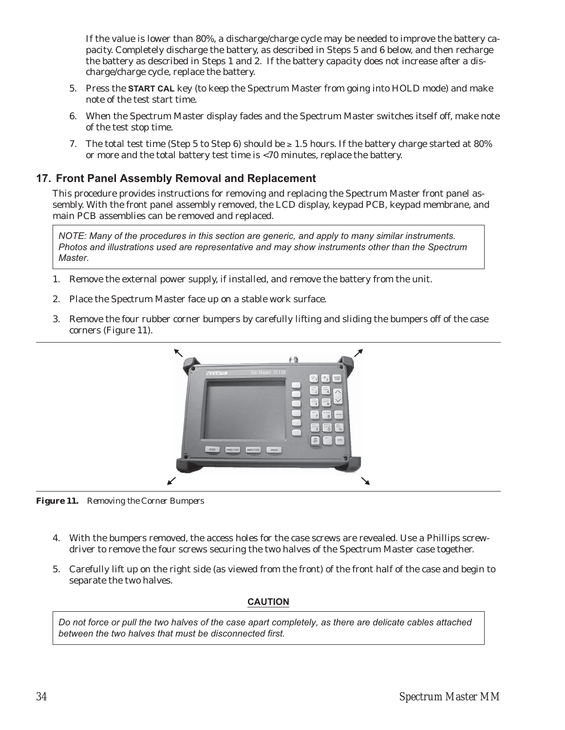If the value is lower than 80%, a discharge/charge cycle may be needed to improve the battery capacity. Completely discharge the battery, as described in Steps 5 and 6 below, and then recharge the battery as described in Steps 1 and 2. If the battery capacity does not increase after a discharge/charge cycle, replace the battery.

5. Press the **START CAL** key (to keep the Spectrum Master from going into HOLD mode) and make note of the test start time.

6. When the Spectrum Master display fades and the Spectrum Master switches itself off, make note of the test stop time.

7. The total test time (Step 5 to Step 6) should be ≥ 1.5 hours. If the battery charge started at 80% or more and the total battery test time is <70 minutes, replace the battery.

## 17. Front Panel Assembly Removal and Replacement

This procedure provides instructions for removing and replacing the Spectrum Master front panel assembly. With the front panel assembly removed, the LCD display, keypad PCB, keypad membrane, and main PCB assemblies can be removed and replaced.

> *NOTE: Many of the procedures in this section are generic, and apply to many similar instruments. Photos and illustrations used are representative and may show instruments other than the Spectrum Master.*

1. Remove the external power supply, if installed, and remove the battery from the unit.

2. Place the Spectrum Master face up on a stable work surface.

3. Remove the four rubber corner bumpers by carefully lifting and sliding the bumpers off of the case corners (Figure 11).

**Figure 11.** *Removing the Corner Bumpers*

4. With the bumpers removed, the access holes for the case screws are revealed. Use a Phillips screwdriver to remove the four screws securing the two halves of the Spectrum Master case together.

5. Carefully lift up on the right side (as viewed from the front) of the front half of the case and begin to separate the two halves.

**CAUTION**

> *Do not force or pull the two halves of the case apart completely, as there are delicate cables attached between the two halves that must be disconnected first.*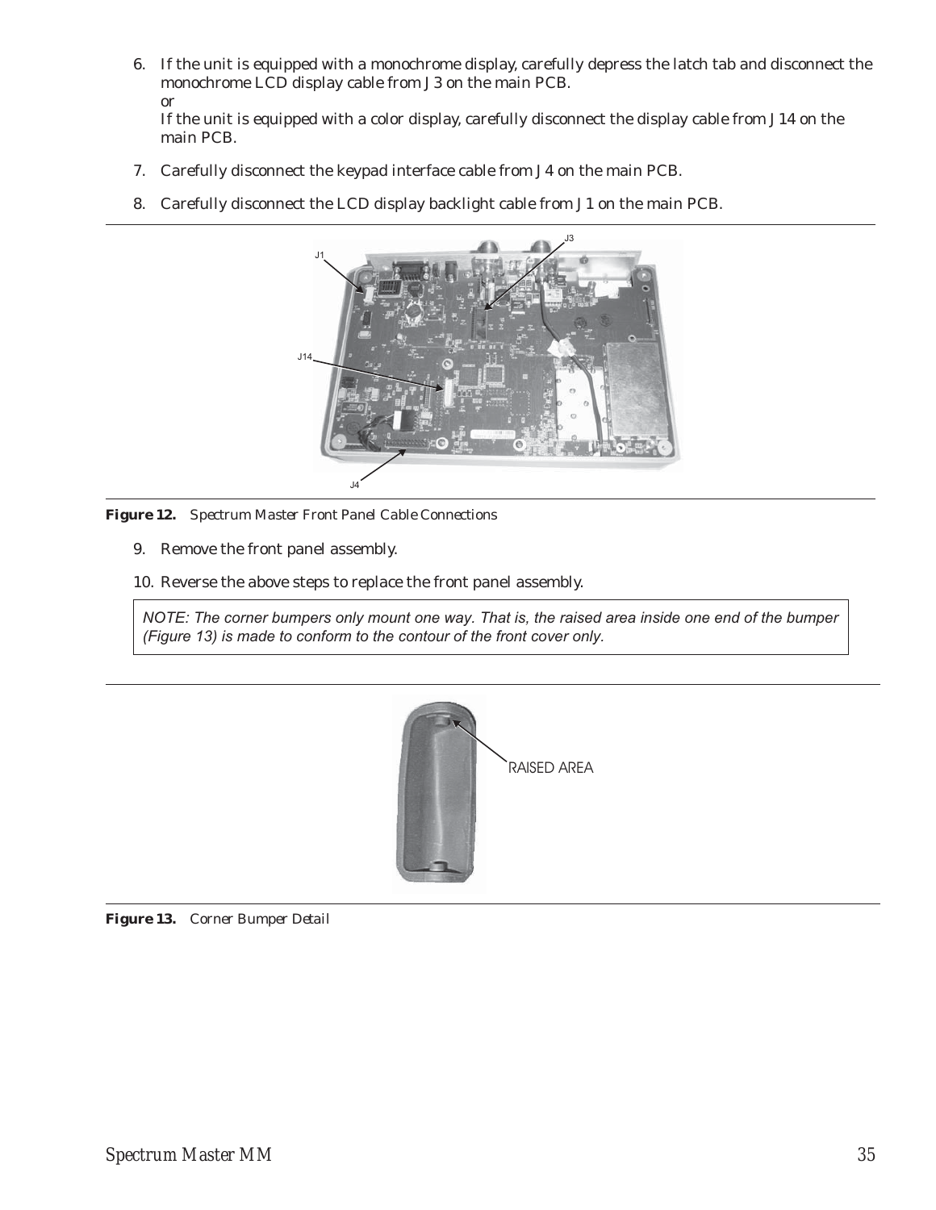6. If the unit is equipped with a monochrome display, carefully depress the latch tab and disconnect the monochrome LCD display cable from J3 on the main PCB.
   *or*
   If the unit is equipped with a color display, carefully disconnect the display cable from J14 on the main PCB.
7. Carefully disconnect the keypad interface cable from J4 on the main PCB.
8. Carefully disconnect the LCD display backlight cable from J1 on the main PCB.

**Figure 12.** *Spectrum Master Front Panel Cable Connections*

9. Remove the front panel assembly.
10. Reverse the above steps to replace the front panel assembly.

> *NOTE: The corner bumpers only mount one way. That is, the raised area inside one end of the bumper (Figure 13) is made to conform to the contour of the front cover only.*

**Figure 13.** *Corner Bumper Detail*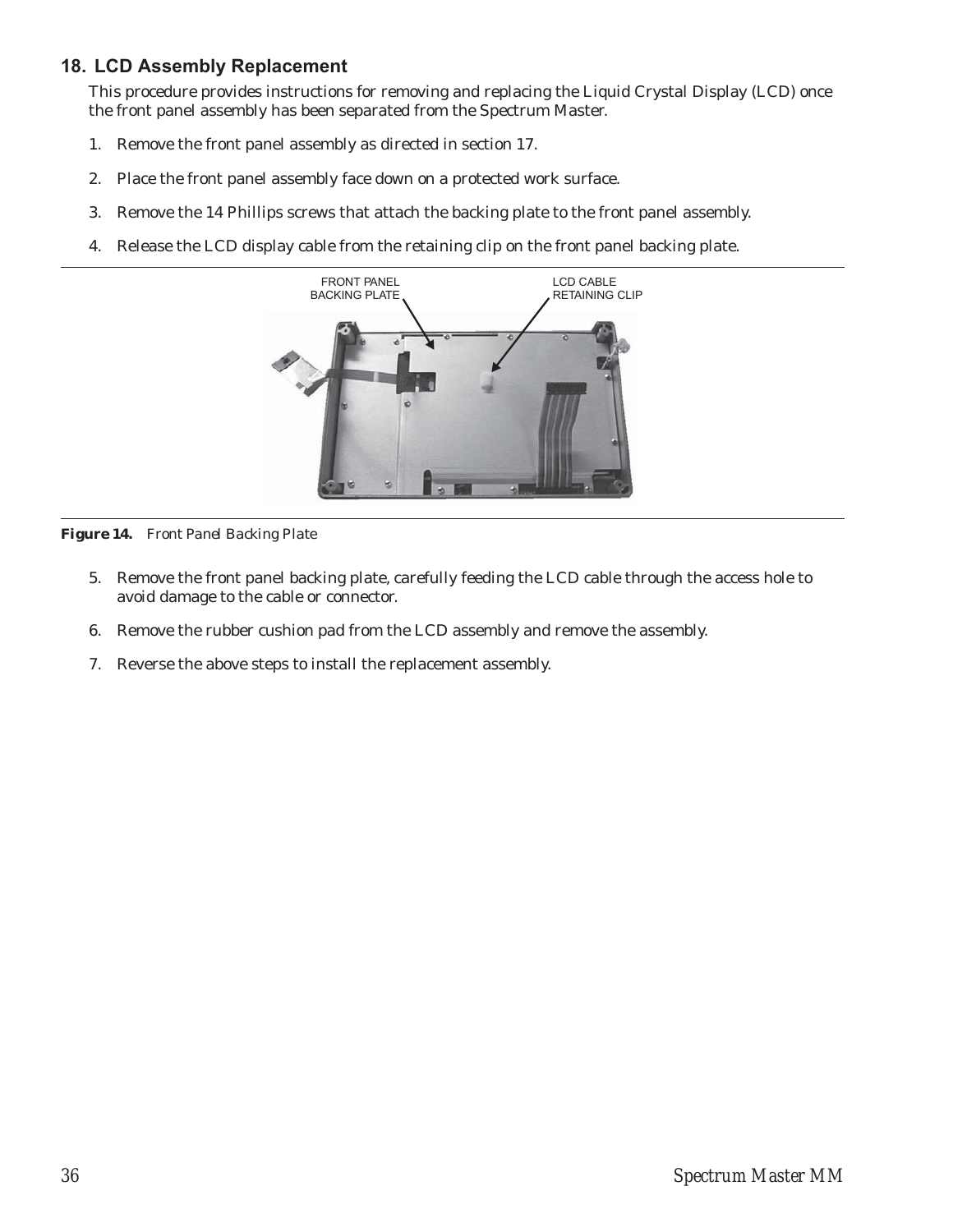## 18. LCD Assembly Replacement

This procedure provides instructions for removing and replacing the Liquid Crystal Display (LCD) once the front panel assembly has been separated from the Spectrum Master.

1. Remove the front panel assembly as directed in section 17.
2. Place the front panel assembly face down on a protected work surface.
3. Remove the 14 Phillips screws that attach the backing plate to the front panel assembly.
4. Release the LCD display cable from the retaining clip on the front panel backing plate.

FRONT PANEL BACKING PLATE

LCD CABLE RETAINING CLIP

***Figure 14.*** *Front Panel Backing Plate*

5. Remove the front panel backing plate, carefully feeding the LCD cable through the access hole to avoid damage to the cable or connector.
6. Remove the rubber cushion pad from the LCD assembly and remove the assembly.
7. Reverse the above steps to install the replacement assembly.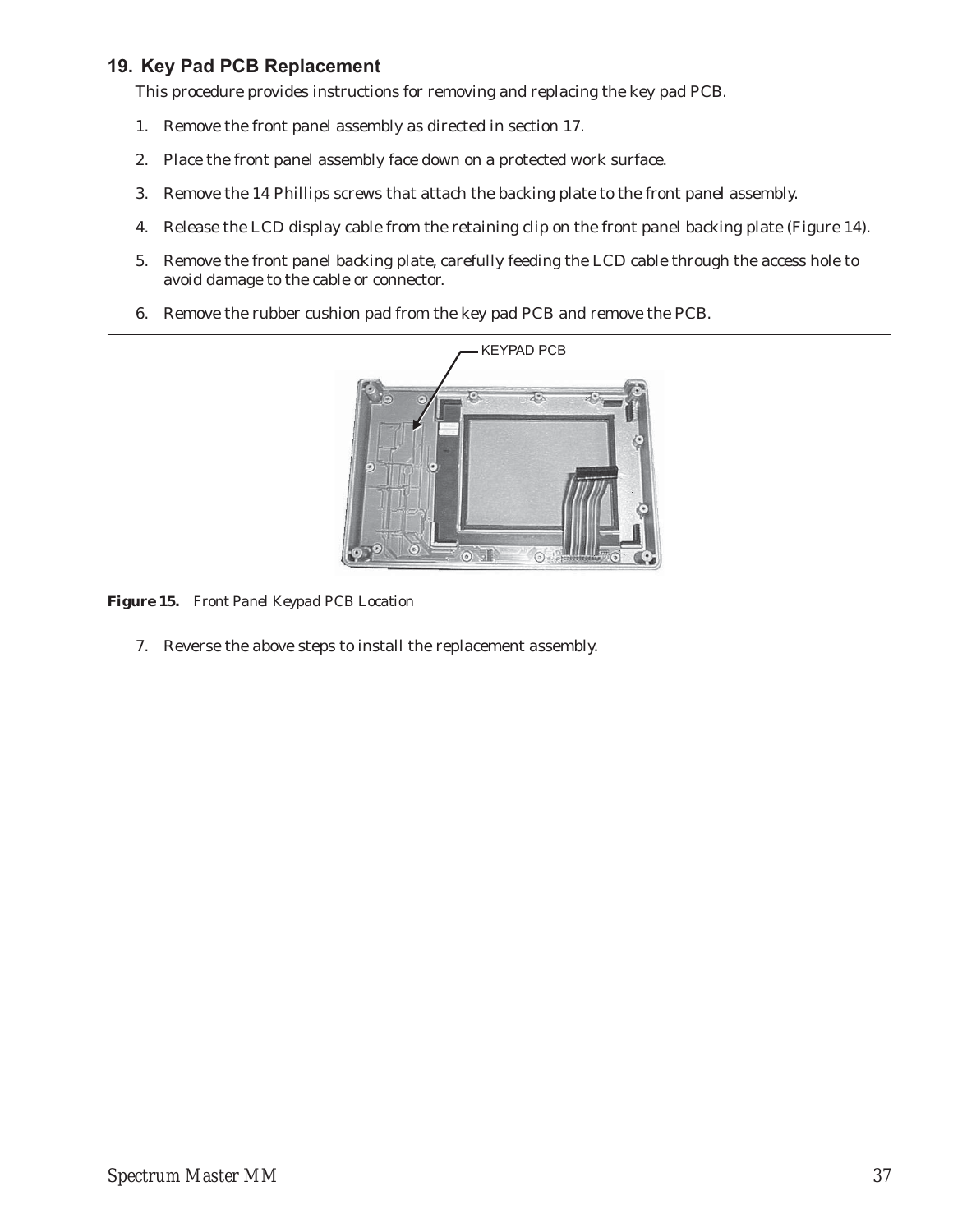## 19. Key Pad PCB Replacement

This procedure provides instructions for removing and replacing the key pad PCB.

1. Remove the front panel assembly as directed in section 17.
2. Place the front panel assembly face down on a protected work surface.
3. Remove the 14 Phillips screws that attach the backing plate to the front panel assembly.
4. Release the LCD display cable from the retaining clip on the front panel backing plate (Figure 14).
5. Remove the front panel backing plate, carefully feeding the LCD cable through the access hole to avoid damage to the cable or connector.
6. Remove the rubber cushion pad from the key pad PCB and remove the PCB.

***Figure 15.*** *Front Panel Keypad PCB Location*

7. Reverse the above steps to install the replacement assembly.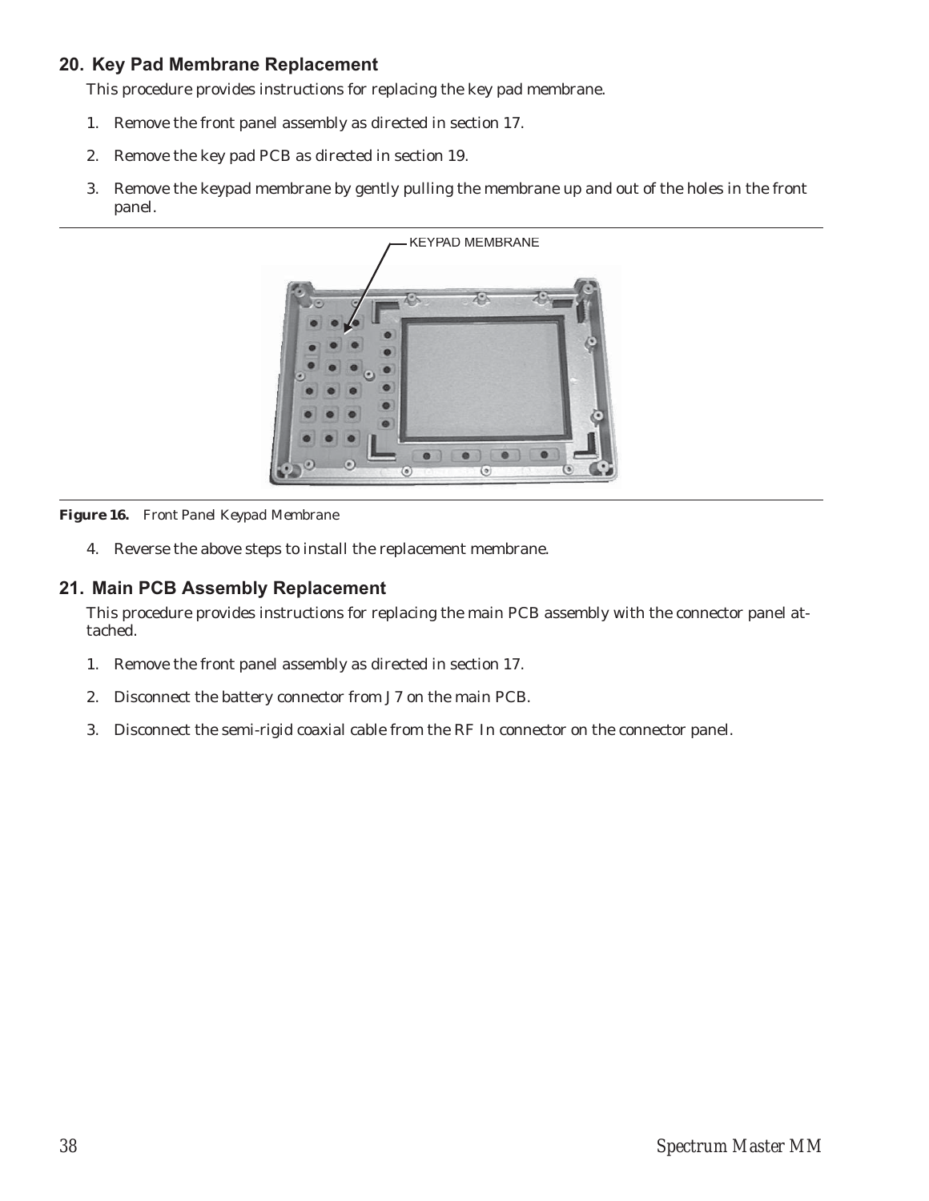## 20. Key Pad Membrane Replacement

This procedure provides instructions for replacing the key pad membrane.

1. Remove the front panel assembly as directed in section 17.

2. Remove the key pad PCB as directed in section 19.

3. Remove the keypad membrane by gently pulling the membrane up and out of the holes in the front panel.

KEYPAD MEMBRANE

**Figure 16.** *Front Panel Keypad Membrane*

4. Reverse the above steps to install the replacement membrane.

## 21. Main PCB Assembly Replacement

This procedure provides instructions for replacing the main PCB assembly with the connector panel attached.

1. Remove the front panel assembly as directed in section 17.

2. Disconnect the battery connector from J7 on the main PCB.

3. Disconnect the semi-rigid coaxial cable from the RF In connector on the connector panel.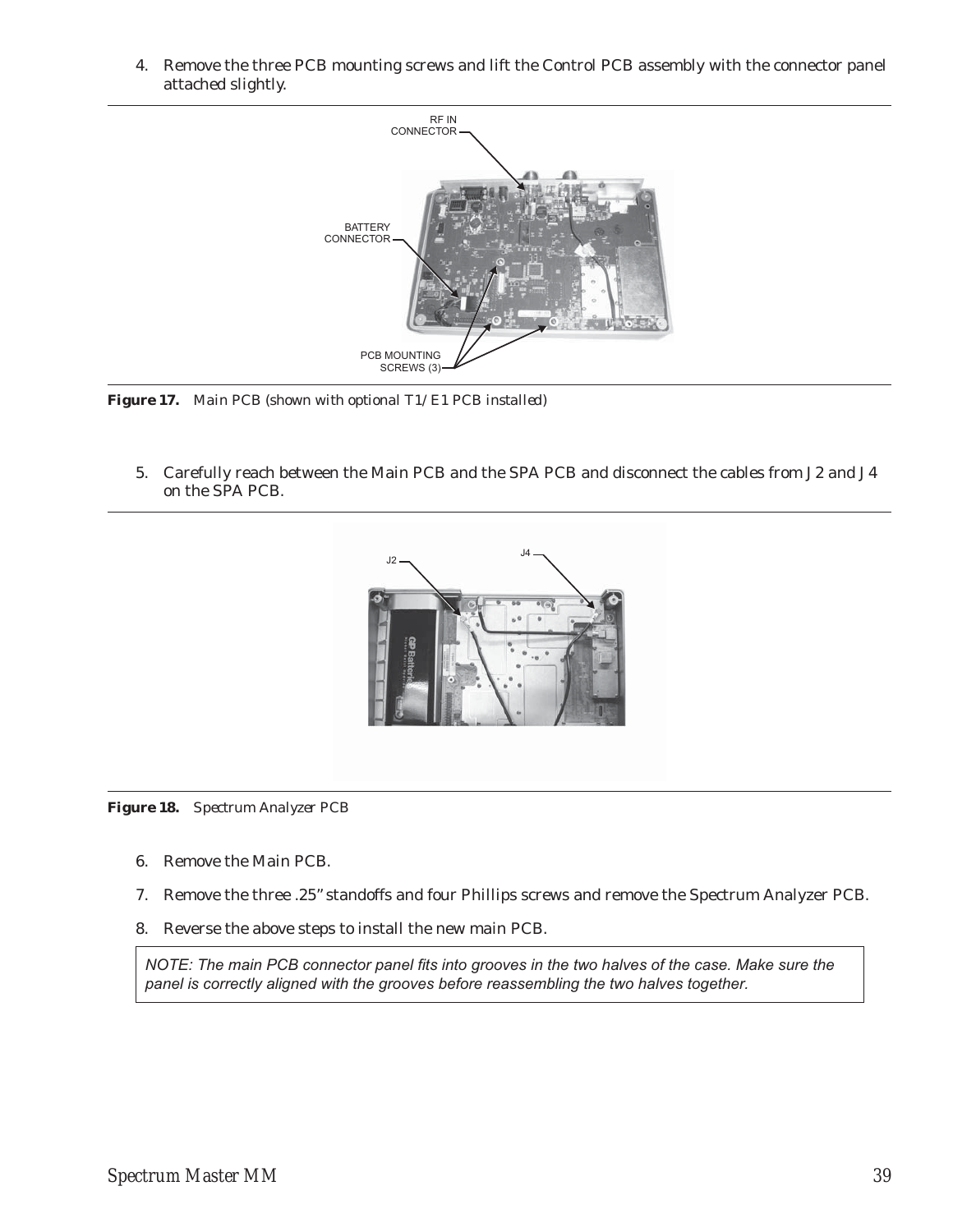4. Remove the three PCB mounting screws and lift the Control PCB assembly with the connector panel attached slightly.

**Figure 17.** *Main PCB (shown with optional T1/E1 PCB installed)*

5. Carefully reach between the Main PCB and the SPA PCB and disconnect the cables from J2 and J4 on the SPA PCB.

**Figure 18.** *Spectrum Analyzer PCB*

6. Remove the Main PCB.

7. Remove the three .25" standoffs and four Phillips screws and remove the Spectrum Analyzer PCB.

8. Reverse the above steps to install the new main PCB.

*NOTE: The main PCB connector panel fits into grooves in the two halves of the case. Make sure the panel is correctly aligned with the grooves before reassembling the two halves together.*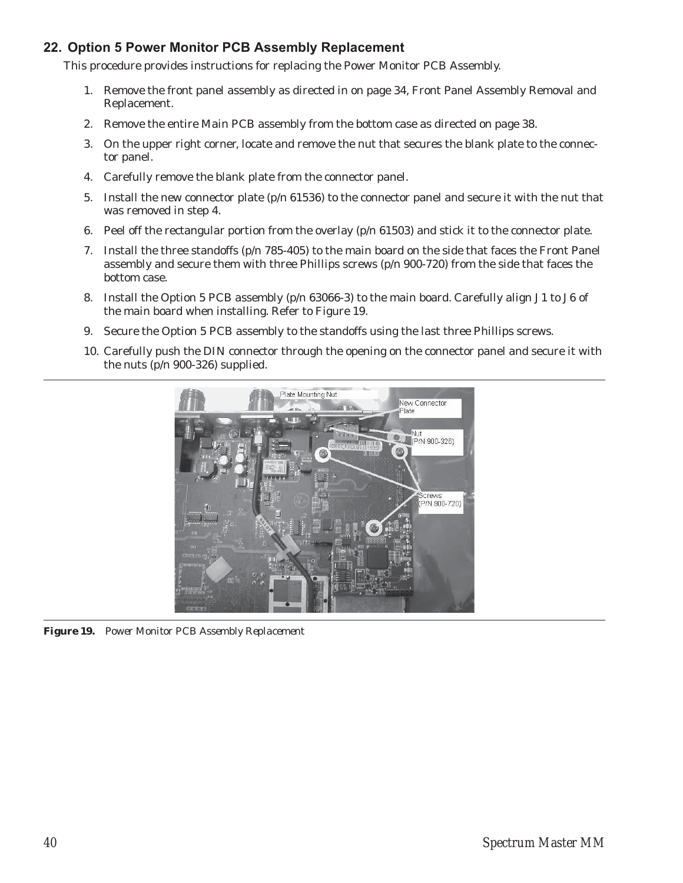## 22. Option 5 Power Monitor PCB Assembly Replacement

This procedure provides instructions for replacing the Power Monitor PCB Assembly.

1. Remove the front panel assembly as directed in on page 34, Front Panel Assembly Removal and Replacement.
2. Remove the entire Main PCB assembly from the bottom case as directed on page 38.
3. On the upper right corner, locate and remove the nut that secures the blank plate to the connector panel.
4. Carefully remove the blank plate from the connector panel.
5. Install the new connector plate (p/n 61536) to the connector panel and secure it with the nut that was removed in step 4.
6. Peel off the rectangular portion from the overlay (p/n 61503) and stick it to the connector plate.
7. Install the three standoffs (p/n 785-405) to the main board on the side that faces the Front Panel assembly and secure them with three Phillips screws (p/n 900-720) from the side that faces the bottom case.
8. Install the Option 5 PCB assembly (p/n 63066-3) to the main board. Carefully align J1 to J6 of the main board when installing. Refer to Figure 19.
9. Secure the Option 5 PCB assembly to the standoffs using the last three Phillips screws.
10. Carefully push the DIN connector through the opening on the connector panel and secure it with the nuts (p/n 900-326) supplied.

**Figure 19.** *Power Monitor PCB Assembly Replacement*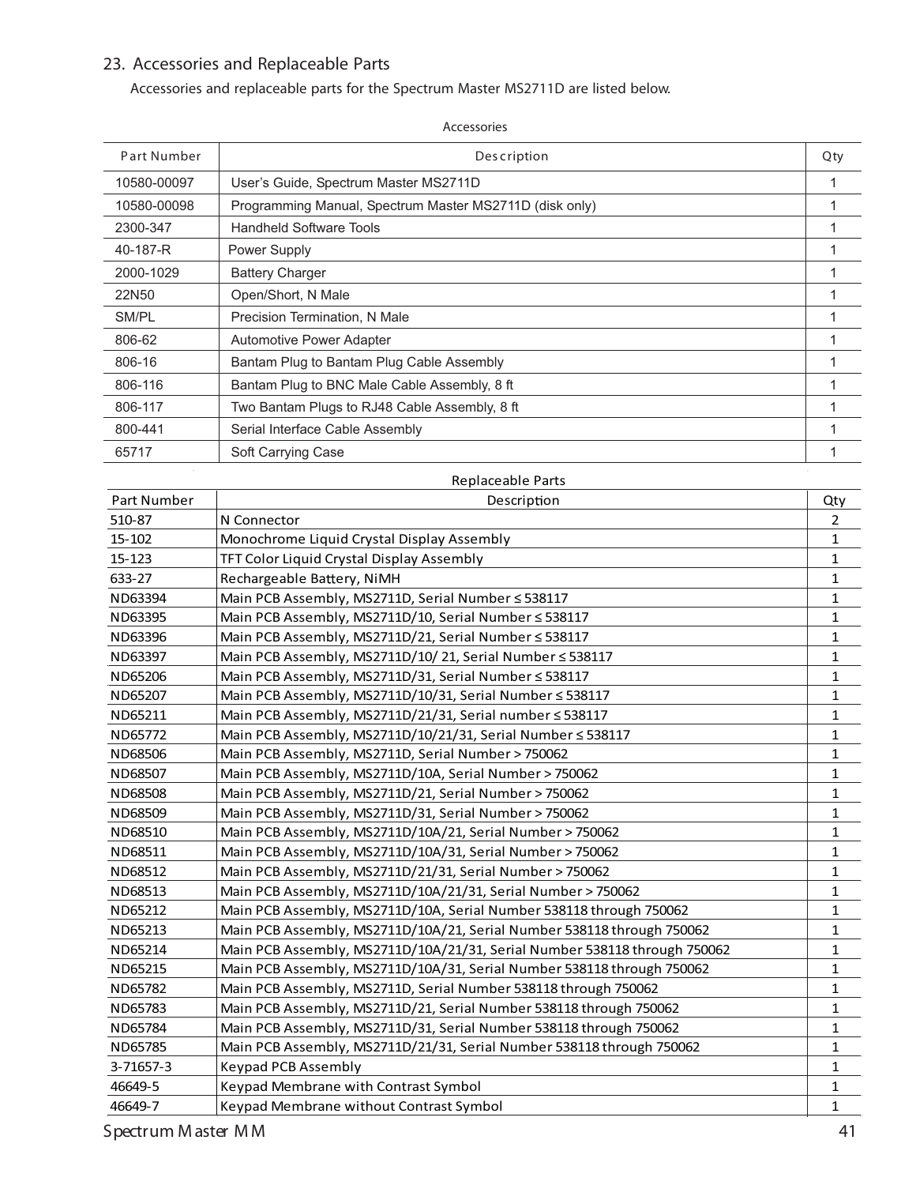## 23. Accessories and Replaceable Parts

Accessories and replaceable parts for the Spectrum Master MS2711D are listed below.

Accessories

| Part Number | Description | Qty |
|---|---|---|
| 10580-00097 | User's Guide, Spectrum Master MS2711D | 1 |
| 10580-00098 | Programming Manual, Spectrum Master MS2711D (disk only) | 1 |
| 2300-347 | Handheld Software Tools | 1 |
| 40-187-R | Power Supply | 1 |
| 2000-1029 | Battery Charger | 1 |
| 22N50 | Open/Short, N Male | 1 |
| SM/PL | Precision Termination, N Male | 1 |
| 806-62 | Automotive Power Adapter | 1 |
| 806-16 | Bantam Plug to Bantam Plug Cable Assembly | 1 |
| 806-116 | Bantam Plug to BNC Male Cable Assembly, 8 ft | 1 |
| 806-117 | Two Bantam Plugs to RJ48 Cable Assembly, 8 ft | 1 |
| 800-441 | Serial Interface Cable Assembly | 1 |
| 65717 | Soft Carrying Case | 1 |

Replaceable Parts

| Part Number | Description | Qty |
|---|---|---|
| 510-87 | N Connector | 2 |
| 15-102 | Monochrome Liquid Crystal Display Assembly | 1 |
| 15-123 | TFT Color Liquid Crystal Display Assembly | 1 |
| 633-27 | Rechargeable Battery, NiMH | 1 |
| ND63394 | Main PCB Assembly, MS2711D, Serial Number ≤ 538117 | 1 |
| ND63395 | Main PCB Assembly, MS2711D/10, Serial Number ≤ 538117 | 1 |
| ND63396 | Main PCB Assembly, MS2711D/21, Serial Number ≤ 538117 | 1 |
| ND63397 | Main PCB Assembly, MS2711D/10/ 21, Serial Number ≤ 538117 | 1 |
| ND65206 | Main PCB Assembly, MS2711D/31, Serial Number ≤ 538117 | 1 |
| ND65207 | Main PCB Assembly, MS2711D/10/31, Serial Number ≤ 538117 | 1 |
| ND65211 | Main PCB Assembly, MS2711D/21/31, Serial number ≤ 538117 | 1 |
| ND65772 | Main PCB Assembly, MS2711D/10/21/31, Serial Number ≤ 538117 | 1 |
| ND68506 | Main PCB Assembly, MS2711D, Serial Number > 750062 | 1 |
| ND68507 | Main PCB Assembly, MS2711D/10A, Serial Number > 750062 | 1 |
| ND68508 | Main PCB Assembly, MS2711D/21, Serial Number > 750062 | 1 |
| ND68509 | Main PCB Assembly, MS2711D/31, Serial Number > 750062 | 1 |
| ND68510 | Main PCB Assembly, MS2711D/10A/21, Serial Number > 750062 | 1 |
| ND68511 | Main PCB Assembly, MS2711D/10A/31, Serial Number > 750062 | 1 |
| ND68512 | Main PCB Assembly, MS2711D/21/31, Serial Number > 750062 | 1 |
| ND68513 | Main PCB Assembly, MS2711D/10A/21/31, Serial Number > 750062 | 1 |
| ND65212 | Main PCB Assembly, MS2711D/10A, Serial Number 538118 through 750062 | 1 |
| ND65213 | Main PCB Assembly, MS2711D/10A/21, Serial Number 538118 through 750062 | 1 |
| ND65214 | Main PCB Assembly, MS2711D/10A/21/31, Serial Number 538118 through 750062 | 1 |
| ND65215 | Main PCB Assembly, MS2711D/10A/31, Serial Number 538118 through 750062 | 1 |
| ND65782 | Main PCB Assembly, MS2711D, Serial Number 538118 through 750062 | 1 |
| ND65783 | Main PCB Assembly, MS2711D/21, Serial Number 538118 through 750062 | 1 |
| ND65784 | Main PCB Assembly, MS2711D/31, Serial Number 538118 through 750062 | 1 |
| ND65785 | Main PCB Assembly, MS2711D/21/31, Serial Number 538118 through 750062 | 1 |
| 3-71657-3 | Keypad PCB Assembly | 1 |
| 46649-5 | Keypad Membrane with Contrast Symbol | 1 |
| 46649-7 | Keypad Membrane without Contrast Symbol | 1 |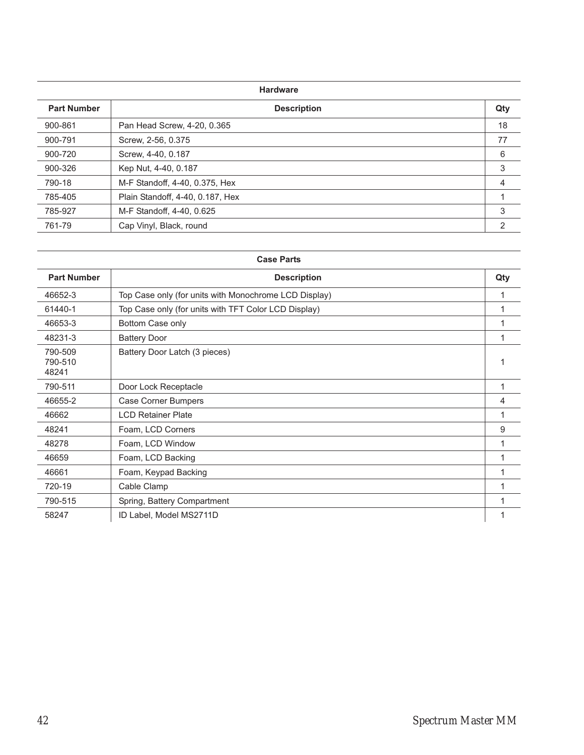| Hardware | | |
|---|---|---|
| **Part Number** | **Description** | **Qty** |
| 900-861 | Pan Head Screw, 4-20, 0.365 | 18 |
| 900-791 | Screw, 2-56, 0.375 | 77 |
| 900-720 | Screw, 4-40, 0.187 | 6 |
| 900-326 | Kep Nut, 4-40, 0.187 | 3 |
| 790-18 | M-F Standoff, 4-40, 0.375, Hex | 4 |
| 785-405 | Plain Standoff, 4-40, 0.187, Hex | 1 |
| 785-927 | M-F Standoff, 4-40, 0.625 | 3 |
| 761-79 | Cap Vinyl, Black, round | 2 |

| Case Parts | | |
|---|---|---|
| **Part Number** | **Description** | **Qty** |
| 46652-3 | Top Case only (for units with Monochrome LCD Display) | 1 |
| 61440-1 | Top Case only (for units with TFT Color LCD Display) | 1 |
| 46653-3 | Bottom Case only | 1 |
| 48231-3 | Battery Door | 1 |
| 790-509<br>790-510<br>48241 | Battery Door Latch (3 pieces) | 1 |
| 790-511 | Door Lock Receptacle | 1 |
| 46655-2 | Case Corner Bumpers | 4 |
| 46662 | LCD Retainer Plate | 1 |
| 48241 | Foam, LCD Corners | 9 |
| 48278 | Foam, LCD Window | 1 |
| 46659 | Foam, LCD Backing | 1 |
| 46661 | Foam, Keypad Backing | 1 |
| 720-19 | Cable Clamp | 1 |
| 790-515 | Spring, Battery Compartment | 1 |
| 58247 | ID Label, Model MS2711D | 1 |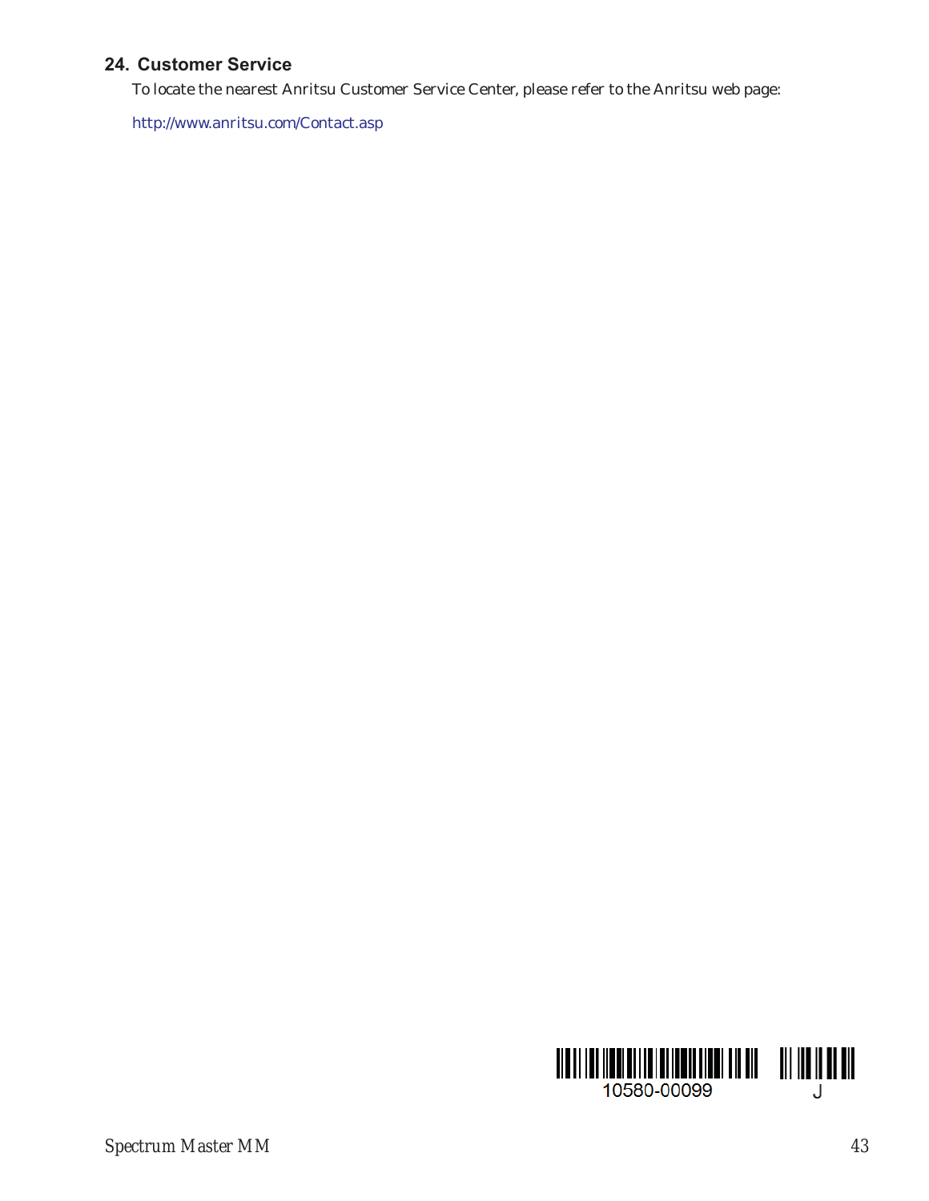## 24. Customer Service

To locate the nearest Anritsu Customer Service Center, please refer to the Anritsu web page:

http://www.anritsu.com/Contact.asp

10580-00099

J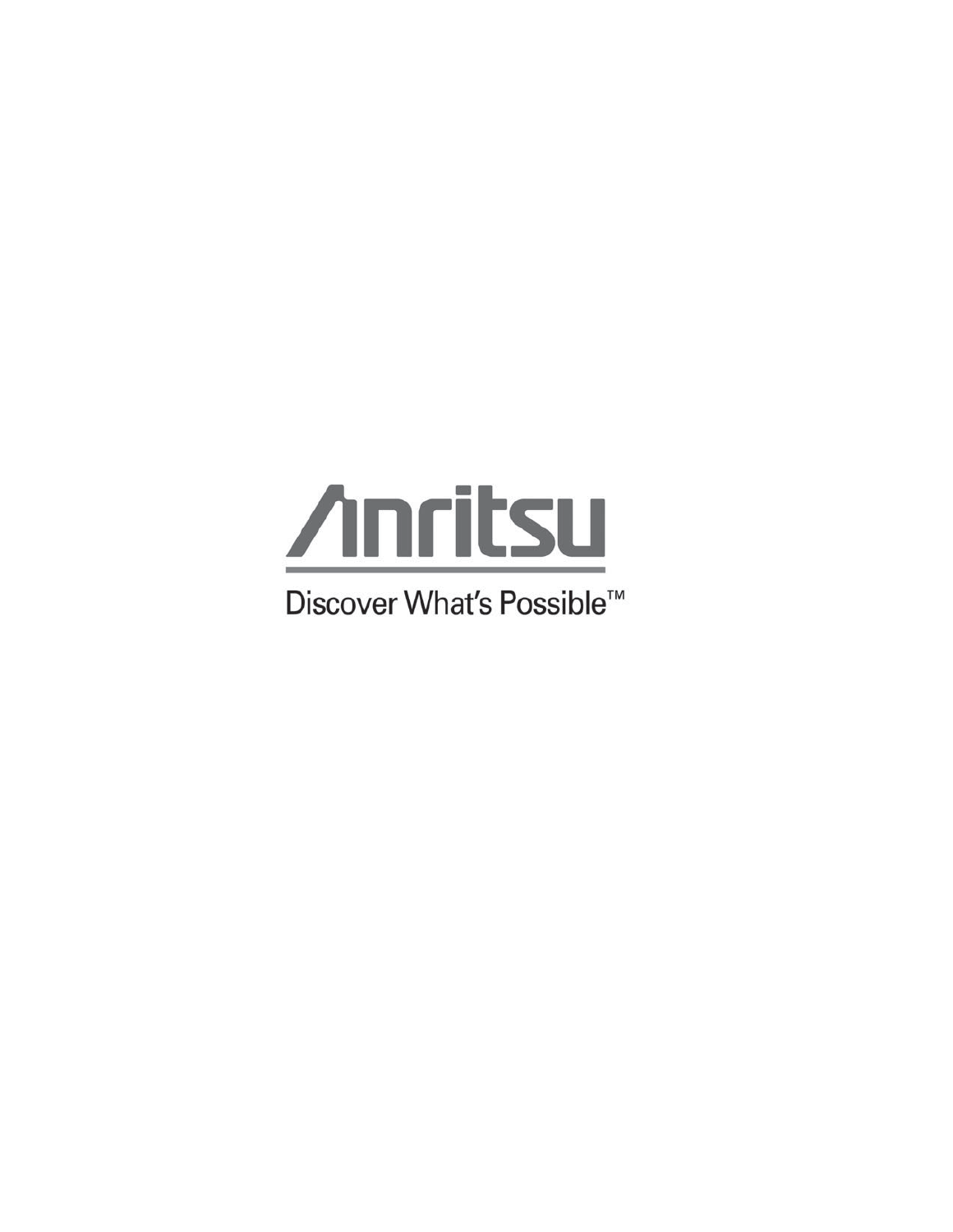Anritsu

Discover What's Possible™